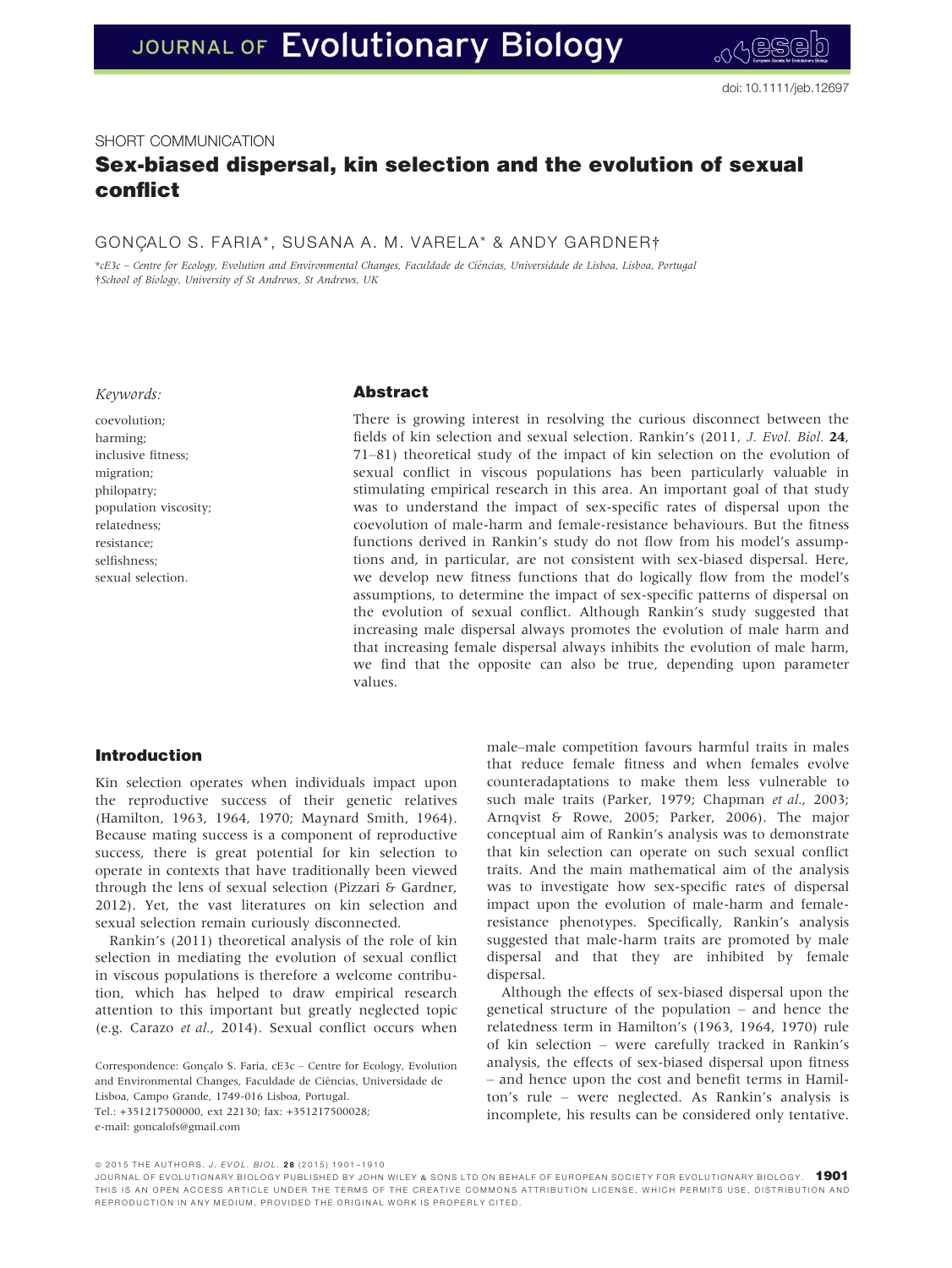SHORT COMMUNICATION

# Sex-biased dispersal, kin selection and the evolution of sexual conflict

GONÇALO S. FARIA*, SUSANA A. M. VARELA* & ANDY GARDNER†

*cE3c – Centre for Ecology, Evolution and Environmental Changes, Faculdade de Ciências, Universidade de Lisboa, Lisboa, Portugal
†School of Biology, University of St Andrews, St Andrews, UK

*Keywords:*

coevolution;
harming;
inclusive fitness;
migration;
philopatry;
population viscosity;
relatedness;
resistance;
selfishness;
sexual selection.

## Abstract

There is growing interest in resolving the curious disconnect between the fields of kin selection and sexual selection. Rankin's (2011, *J. Evol. Biol.* **24**, 71–81) theoretical study of the impact of kin selection on the evolution of sexual conflict in viscous populations has been particularly valuable in stimulating empirical research in this area. An important goal of that study was to understand the impact of sex-specific rates of dispersal upon the coevolution of male-harm and female-resistance behaviours. But the fitness functions derived in Rankin's study do not flow from his model's assumptions and, in particular, are not consistent with sex-biased dispersal. Here, we develop new fitness functions that do logically flow from the model's assumptions, to determine the impact of sex-specific patterns of dispersal on the evolution of sexual conflict. Although Rankin's study suggested that increasing male dispersal always promotes the evolution of male harm and that increasing female dispersal always inhibits the evolution of male harm, we find that the opposite can also be true, depending upon parameter values.

## Introduction

Kin selection operates when individuals impact upon the reproductive success of their genetic relatives (Hamilton, 1963, 1964, 1970; Maynard Smith, 1964). Because mating success is a component of reproductive success, there is great potential for kin selection to operate in contexts that have traditionally been viewed through the lens of sexual selection (Pizzari & Gardner, 2012). Yet, the vast literatures on kin selection and sexual selection remain curiously disconnected.

Rankin's (2011) theoretical analysis of the role of kin selection in mediating the evolution of sexual conflict in viscous populations is therefore a welcome contribution, which has helped to draw empirical research attention to this important but greatly neglected topic (e.g. Carazo *et al.*, 2014). Sexual conflict occurs when male–male competition favours harmful traits in males that reduce female fitness and when females evolve counteradaptations to make them less vulnerable to such male traits (Parker, 1979; Chapman *et al.*, 2003; Arnqvist & Rowe, 2005; Parker, 2006). The major conceptual aim of Rankin's analysis was to demonstrate that kin selection can operate on such sexual conflict traits. And the main mathematical aim of the analysis was to investigate how sex-specific rates of dispersal impact upon the evolution of male-harm and female-resistance phenotypes. Specifically, Rankin's analysis suggested that male-harm traits are promoted by male dispersal and that they are inhibited by female dispersal.

Although the effects of sex-biased dispersal upon the genetical structure of the population – and hence the relatedness term in Hamilton's (1963, 1964, 1970) rule of kin selection – were carefully tracked in Rankin's analysis, the effects of sex-biased dispersal upon fitness – and hence upon the cost and benefit terms in Hamilton's rule – were neglected. As Rankin's analysis is incomplete, his results can be considered only tentative.

Correspondence: Gonçalo S. Faria, cE3c – Centre for Ecology, Evolution and Environmental Changes, Faculdade de Ciências, Universidade de Lisboa, Campo Grande, 1749-016 Lisboa, Portugal.
Tel.: +351217500000, ext 22130; fax: +351217500028;
e-mail: goncalofs@gmail.com

THIS IS AN OPEN ACCESS ARTICLE UNDER THE TERMS OF THE CREATIVE COMMONS ATTRIBUTION LICENSE, WHICH PERMITS USE, DISTRIBUTION AND REPRODUCTION IN ANY MEDIUM, PROVIDED THE ORIGINAL WORK IS PROPERLY CITED.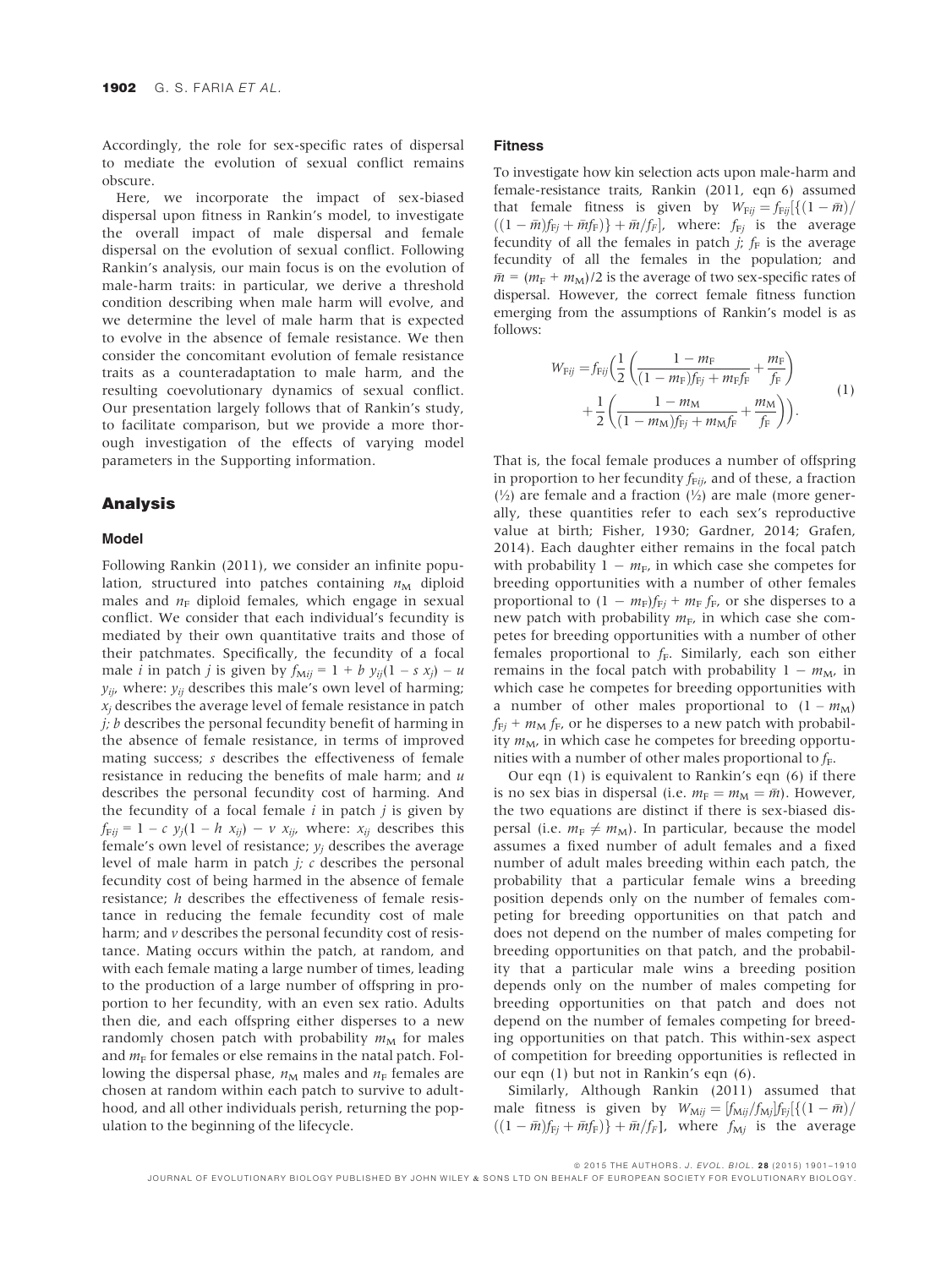Accordingly, the role for sex-specific rates of dispersal to mediate the evolution of sexual conflict remains obscure.

Here, we incorporate the impact of sex-biased dispersal upon fitness in Rankin's model, to investigate the overall impact of male dispersal and female dispersal on the evolution of sexual conflict. Following Rankin's analysis, our main focus is on the evolution of male-harm traits: in particular, we derive a threshold condition describing when male harm will evolve, and we determine the level of male harm that is expected to evolve in the absence of female resistance. We then consider the concomitant evolution of female resistance traits as a counteradaptation to male harm, and the resulting coevolutionary dynamics of sexual conflict. Our presentation largely follows that of Rankin's study, to facilitate comparison, but we provide a more thorough investigation of the effects of varying model parameters in the Supporting information.

## Analysis

### Model

Following Rankin (2011), we consider an infinite population, structured into patches containing $n_M$ diploid males and $n_F$ diploid females, which engage in sexual conflict. We consider that each individual's fecundity is mediated by their own quantitative traits and those of their patchmates. Specifically, the fecundity of a focal male $i$ in patch $j$ is given by $f_{Mij} = 1 + b\, y_{ij}(1 - s\, x_j) - u\, y_{ij}$, where: $y_{ij}$ describes this male's own level of harming; $x_j$ describes the average level of female resistance in patch $j$; $b$ describes the personal fecundity benefit of harming in the absence of female resistance, in terms of improved mating success; $s$ describes the effectiveness of female resistance in reducing the benefits of male harm; and $u$ describes the personal fecundity cost of harming. And the fecundity of a focal female $i$ in patch $j$ is given by $f_{Fij} = 1 - c\, y_j(1 - h\, x_{ij}) - v\, x_{ij}$, where: $x_{ij}$ describes this female's own level of resistance; $y_j$ describes the average level of male harm in patch $j$; $c$ describes the personal fecundity cost of being harmed in the absence of female resistance; $h$ describes the effectiveness of female resistance in reducing the female fecundity cost of male harm; and $v$ describes the personal fecundity cost of resistance. Mating occurs within the patch, at random, and with each female mating a large number of times, leading to the production of a large number of offspring in proportion to her fecundity, with an even sex ratio. Adults then die, and each offspring either disperses to a new randomly chosen patch with probability $m_M$ for males and $m_F$ for females or else remains in the natal patch. Following the dispersal phase, $n_M$ males and $n_F$ females are chosen at random within each patch to survive to adulthood, and all other individuals perish, returning the population to the beginning of the lifecycle.

### Fitness

To investigate how kin selection acts upon male-harm and female-resistance traits, Rankin (2011, eqn 6) assumed that female fitness is given by $W_{Fij} = f_{Fij}[\{(1-\bar{m})/((1-\bar{m})f_{Fj} + \bar{m}f_F)\} + \bar{m}/f_F]$, where: $f_{Fj}$ is the average fecundity of all the females in patch $j$; $f_F$ is the average fecundity of all the females in the population; and $\bar{m} = (m_F + m_M)/2$ is the average of two sex-specific rates of dispersal. However, the correct female fitness function emerging from the assumptions of Rankin's model is as follows:

$$W_{Fij} = f_{Fij}\Bigg(\frac{1}{2}\left(\frac{1-m_F}{(1-m_F)f_{Fj} + m_F f_F} + \frac{m_F}{f_F}\right) + \frac{1}{2}\left(\frac{1-m_M}{(1-m_M)f_{Fj} + m_M f_F} + \frac{m_M}{f_F}\right)\Bigg). \tag{1}$$

That is, the focal female produces a number of offspring in proportion to her fecundity $f_{Fij}$, and of these, a fraction (½) are female and a fraction (½) are male (more generally, these quantities refer to each sex's reproductive value at birth; Fisher, 1930; Gardner, 2014; Grafen, 2014). Each daughter either remains in the focal patch with probability $1 - m_F$, in which case she competes for breeding opportunities with a number of other females proportional to $(1 - m_F)f_{Fj} + m_F\, f_F$, or she disperses to a new patch with probability $m_F$, in which case she competes for breeding opportunities with a number of other females proportional to $f_F$. Similarly, each son either remains in the focal patch with probability $1 - m_M$, in which case he competes for breeding opportunities with a number of other males proportional to $(1 - m_M)\, f_{Fj} + m_M\, f_F$, or he disperses to a new patch with probability $m_M$, in which case he competes for breeding opportunities with a number of other males proportional to $f_F$.

Our eqn (1) is equivalent to Rankin's eqn (6) if there is no sex bias in dispersal (i.e. $m_F = m_M = \bar{m}$). However, the two equations are distinct if there is sex-biased dispersal (i.e. $m_F \neq m_M$). In particular, because the model assumes a fixed number of adult females and a fixed number of adult males breeding within each patch, the probability that a particular female wins a breeding position depends only on the number of females competing for breeding opportunities on that patch and does not depend on the number of males competing for breeding opportunities on that patch, and the probability that a particular male wins a breeding position depends only on the number of males competing for breeding opportunities on that patch and does not depend on the number of females competing for breeding opportunities on that patch. This within-sex aspect of competition for breeding opportunities is reflected in our eqn (1) but not in Rankin's eqn (6).

Similarly, Although Rankin (2011) assumed that male fitness is given by $W_{Mij} = [f_{Mij}/f_{Mj}]f_{Fj}[\{(1-\bar{m})/((1-\bar{m})f_{Fj} + \bar{m}f_F)\} + \bar{m}/f_F]$, where $f_{Mj}$ is the average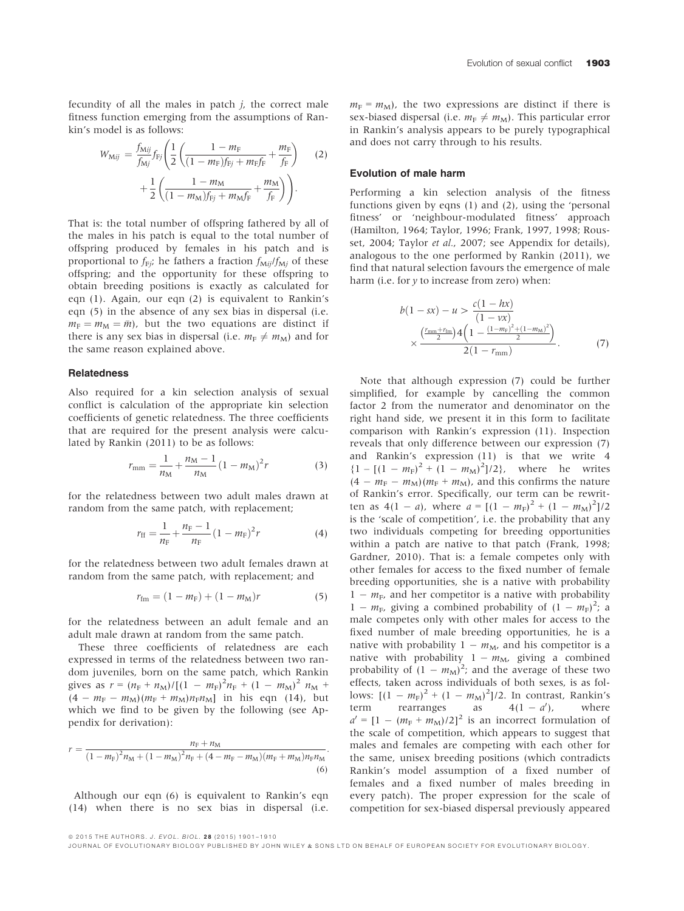fecundity of all the males in patch $j$, the correct male fitness function emerging from the assumptions of Rankin's model is as follows:

$$W_{\mathrm{M}ij} = \frac{f_{\mathrm{M}ij}}{f_{\mathrm{M}j}} f_{\mathrm{F}j} \left( \frac{1}{2} \left( \frac{1 - m_{\mathrm{F}}}{(1 - m_{\mathrm{F}}) f_{\mathrm{F}j} + m_{\mathrm{F}} f_{\mathrm{F}}} + \frac{m_{\mathrm{F}}}{f_{\mathrm{F}}} \right) + \frac{1}{2} \left( \frac{1 - m_{\mathrm{M}}}{(1 - m_{\mathrm{M}}) f_{\mathrm{F}j} + m_{\mathrm{M}} f_{\mathrm{F}}} + \frac{m_{\mathrm{M}}}{f_{\mathrm{F}}} \right) \right). \quad (2)$$

That is: the total number of offspring fathered by all of the males in his patch is equal to the total number of offspring produced by females in his patch and is proportional to $f_{\mathrm{F}j}$; he fathers a fraction $f_{\mathrm{M}ij}/f_{\mathrm{M}j}$ of these offspring; and the opportunity for these offspring to obtain breeding positions is exactly as calculated for eqn (1). Again, our eqn (2) is equivalent to Rankin's eqn (5) in the absence of any sex bias in dispersal (i.e. $m_{\mathrm{F}} = m_{\mathrm{M}} = \bar{m}$), but the two equations are distinct if there is any sex bias in dispersal (i.e. $m_{\mathrm{F}} \neq m_{\mathrm{M}}$) and for the same reason explained above.

### Relatedness

Also required for a kin selection analysis of sexual conflict is calculation of the appropriate kin selection coefficients of genetic relatedness. The three coefficients that are required for the present analysis were calculated by Rankin (2011) to be as follows:

$$r_{\mathrm{mm}} = \frac{1}{n_{\mathrm{M}}} + \frac{n_{\mathrm{M}} - 1}{n_{\mathrm{M}}} (1 - m_{\mathrm{M}})^2 r \quad (3)$$

for the relatedness between two adult males drawn at random from the same patch, with replacement;

$$r_{\mathrm{ff}} = \frac{1}{n_{\mathrm{F}}} + \frac{n_{\mathrm{F}} - 1}{n_{\mathrm{F}}} (1 - m_{\mathrm{F}})^2 r \quad (4)$$

for the relatedness between two adult females drawn at random from the same patch, with replacement; and

$$r_{\mathrm{fm}} = (1 - m_{\mathrm{F}}) + (1 - m_{\mathrm{M}}) r \quad (5)$$

for the relatedness between an adult female and an adult male drawn at random from the same patch.

These three coefficients of relatedness are each expressed in terms of the relatedness between two random juveniles, born on the same patch, which Rankin gives as $r = (n_{\mathrm{F}} + n_{\mathrm{M}})/[(1 - m_{\mathrm{F}})^2 n_{\mathrm{F}} + (1 - m_{\mathrm{M}})^2 n_{\mathrm{M}} + (4 - m_{\mathrm{F}} - m_{\mathrm{M}})(m_{\mathrm{F}} + m_{\mathrm{M}}) n_{\mathrm{F}} n_{\mathrm{M}}]$ in his eqn (14), but which we find to be given by the following (see Appendix for derivation):

$$r = \frac{n_{\mathrm{F}} + n_{\mathrm{M}}}{(1 - m_{\mathrm{F}})^2 n_{\mathrm{M}} + (1 - m_{\mathrm{M}})^2 n_{\mathrm{F}} + (4 - m_{\mathrm{F}} - m_{\mathrm{M}})(m_{\mathrm{F}} + m_{\mathrm{M}}) n_{\mathrm{F}} n_{\mathrm{M}}}. \quad (6)$$

Although our eqn (6) is equivalent to Rankin's eqn (14) when there is no sex bias in dispersal (i.e. $m_{\mathrm{F}} = m_{\mathrm{M}}$), the two expressions are distinct if there is sex-biased dispersal (i.e. $m_{\mathrm{F}} \neq m_{\mathrm{M}}$). This particular error in Rankin's analysis appears to be purely typographical and does not carry through to his results.

### Evolution of male harm

Performing a kin selection analysis of the fitness functions given by eqns (1) and (2), using the 'personal fitness' or 'neighbour-modulated fitness' approach (Hamilton, 1964; Taylor, 1996; Frank, 1997, 1998; Rousset, 2004; Taylor *et al.*, 2007; see Appendix for details), analogous to the one performed by Rankin (2011), we find that natural selection favours the emergence of male harm (i.e. for $y$ to increase from zero) when:

$$b(1 - sx) - u > \frac{c(1 - hx)}{(1 - vx)} \times \frac{\left(\frac{r_{\mathrm{mm}} + r_{\mathrm{fm}}}{2}\right) 4 \left(1 - \frac{(1 - m_{\mathrm{F}})^2 + (1 - m_{\mathrm{M}})^2}{2}\right)}{2(1 - r_{\mathrm{mm}})}. \quad (7)$$

Note that although expression (7) could be further simplified, for example by cancelling the common factor 2 from the numerator and denominator on the right hand side, we present it in this form to facilitate comparison with Rankin's expression (11). Inspection reveals that only difference between our expression (7) and Rankin's expression (11) is that we write $4\{1 - [(1 - m_{\mathrm{F}})^2 + (1 - m_{\mathrm{M}})^2]/2\}$, where he writes $(4 - m_{\mathrm{F}} - m_{\mathrm{M}})(m_{\mathrm{F}} + m_{\mathrm{M}})$, and this confirms the nature of Rankin's error. Specifically, our term can be rewritten as $4(1 - a)$, where $a = [(1 - m_{\mathrm{F}})^2 + (1 - m_{\mathrm{M}})^2]/2$ is the 'scale of competition', i.e. the probability that any two individuals competing for breeding opportunities within a patch are native to that patch (Frank, 1998; Gardner, 2010). That is: a female competes only with other females for access to the fixed number of female breeding opportunities, she is a native with probability $1 - m_{\mathrm{F}}$, and her competitor is a native with probability $1 - m_{\mathrm{F}}$, giving a combined probability of $(1 - m_{\mathrm{F}})^2$; a male competes only with other males for access to the fixed number of male breeding opportunities, he is a native with probability $1 - m_{\mathrm{M}}$, and his competitor is a native with probability $1 - m_{\mathrm{M}}$, giving a combined probability of $(1 - m_{\mathrm{M}})^2$; and the average of these two effects, taken across individuals of both sexes, is as follows: $[(1 - m_{\mathrm{F}})^2 + (1 - m_{\mathrm{M}})^2]/2$. In contrast, Rankin's term rearranges as $4(1 - a')$, where $a' = [1 - (m_{\mathrm{F}} + m_{\mathrm{M}})/2]^2$ is an incorrect formulation of the scale of competition, which appears to suggest that males and females are competing with each other for the same, unisex breeding positions (which contradicts Rankin's model assumption of a fixed number of females and a fixed number of males breeding in every patch). The proper expression for the scale of competition for sex-biased dispersal previously appeared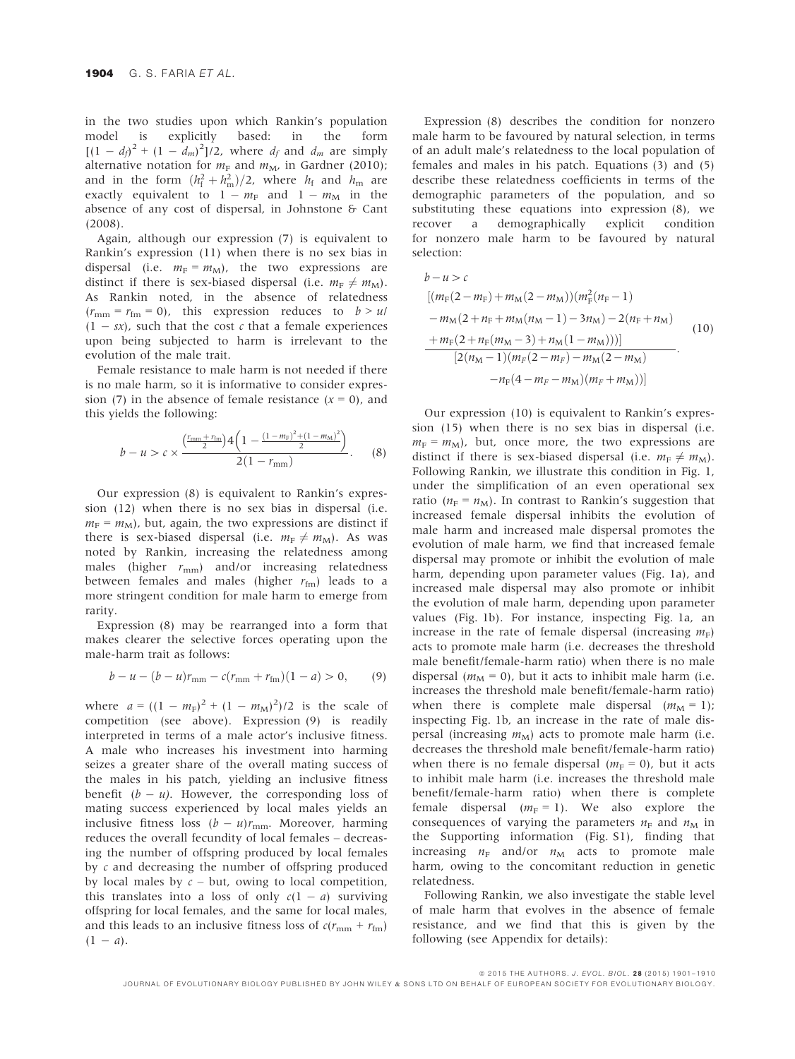in the two studies upon which Rankin's population model is explicitly based: in the form $[(1 - d_f)^2 + (1 - d_m)^2]/2$, where $d_f$ and $d_m$ are simply alternative notation for $m_F$ and $m_M$, in Gardner (2010); and in the form $(h_f^2 + h_m^2)/2$, where $h_f$ and $h_m$ are exactly equivalent to $1 - m_F$ and $1 - m_M$ in the absence of any cost of dispersal, in Johnstone & Cant (2008).

Again, although our expression (7) is equivalent to Rankin's expression (11) when there is no sex bias in dispersal (i.e. $m_F = m_M$), the two expressions are distinct if there is sex-biased dispersal (i.e. $m_F \neq m_M$). As Rankin noted, in the absence of relatedness ($r_{mm} = r_{fm} = 0$), this expression reduces to $b > u/(1 - sx)$, such that the cost $c$ that a female experiences upon being subjected to harm is irrelevant to the evolution of the male trait.

Female resistance to male harm is not needed if there is no male harm, so it is informative to consider expression (7) in the absence of female resistance ($x = 0$), and this yields the following:

$$b - u > c \times \frac{\left(\frac{r_{mm} + r_{fm}}{2}\right) 4 \left(1 - \frac{(1-m_F)^2 + (1-m_M)^2}{2}\right)}{2(1 - r_{mm})}. \quad (8)$$

Our expression (8) is equivalent to Rankin's expression (12) when there is no sex bias in dispersal (i.e. $m_F = m_M$), but, again, the two expressions are distinct if there is sex-biased dispersal (i.e. $m_F \neq m_M$). As was noted by Rankin, increasing the relatedness among males (higher $r_{mm}$) and/or increasing relatedness between females and males (higher $r_{fm}$) leads to a more stringent condition for male harm to emerge from rarity.

Expression (8) may be rearranged into a form that makes clearer the selective forces operating upon the male-harm trait as follows:

$$b - u - (b - u)r_{mm} - c(r_{mm} + r_{fm})(1 - a) > 0, \quad (9)$$

where $a = ((1 - m_F)^2 + (1 - m_M)^2)/2$ is the scale of competition (see above). Expression (9) is readily interpreted in terms of a male actor's inclusive fitness. A male who increases his investment into harming seizes a greater share of the overall mating success of the males in his patch, yielding an inclusive fitness benefit $(b - u)$. However, the corresponding loss of mating success experienced by local males yields an inclusive fitness loss $(b - u)r_{mm}$. Moreover, harming reduces the overall fecundity of local females – decreasing the number of offspring produced by local females by $c$ and decreasing the number of offspring produced by local males by $c$ – but, owing to local competition, this translates into a loss of only $c(1 - a)$ surviving offspring for local females, and the same for local males, and this leads to an inclusive fitness loss of $c(r_{mm} + r_{fm})(1 - a)$.

Expression (8) describes the condition for nonzero male harm to be favoured by natural selection, in terms of an adult male's relatedness to the local population of females and males in his patch. Equations (3) and (5) describe these relatedness coefficients in terms of the demographic parameters of the population, and so substituting these equations into expression (8), we recover a demographically explicit condition for nonzero male harm to be favoured by natural selection:

$$b - u > c \frac{\begin{array}{c}[(m_F(2-m_F) + m_M(2-m_M))(m_F^2(n_F - 1) \\ - m_M(2 + n_F + m_M(n_M - 1) - 3n_M) - 2(n_F + n_M) \\ + m_F(2 + n_F(m_M - 3) + n_M(1 - m_M)))]\end{array}}{\begin{array}{c}[2(n_M - 1)(m_F(2-m_F) - m_M(2-m_M)) \\ - n_F(4 - m_F - m_M)(m_F + m_M))]\end{array}}. \quad (10)$$

Our expression (10) is equivalent to Rankin's expression (15) when there is no sex bias in dispersal (i.e. $m_F = m_M$), but, once more, the two expressions are distinct if there is sex-biased dispersal (i.e. $m_F \neq m_M$). Following Rankin, we illustrate this condition in Fig. 1, under the simplification of an even operational sex ratio ($n_F = n_M$). In contrast to Rankin's suggestion that increased female dispersal inhibits the evolution of male harm and increased male dispersal promotes the evolution of male harm, we find that increased female dispersal may promote or inhibit the evolution of male harm, depending upon parameter values (Fig. 1a), and increased male dispersal may also promote or inhibit the evolution of male harm, depending upon parameter values (Fig. 1b). For instance, inspecting Fig. 1a, an increase in the rate of female dispersal (increasing $m_F$) acts to promote male harm (i.e. decreases the threshold male benefit/female-harm ratio) when there is no male dispersal ($m_M = 0$), but it acts to inhibit male harm (i.e. increases the threshold male benefit/female-harm ratio) when there is complete male dispersal ($m_M = 1$); inspecting Fig. 1b, an increase in the rate of male dispersal (increasing $m_M$) acts to promote male harm (i.e. decreases the threshold male benefit/female-harm ratio) when there is no female dispersal ($m_F = 0$), but it acts to inhibit male harm (i.e. increases the threshold male benefit/female-harm ratio) when there is complete female dispersal ($m_F = 1$). We also explore the consequences of varying the parameters $n_F$ and $n_M$ in the Supporting information (Fig. S1), finding that increasing $n_F$ and/or $n_M$ acts to promote male harm, owing to the concomitant reduction in genetic relatedness.

Following Rankin, we also investigate the stable level of male harm that evolves in the absence of female resistance, and we find that this is given by the following (see Appendix for details):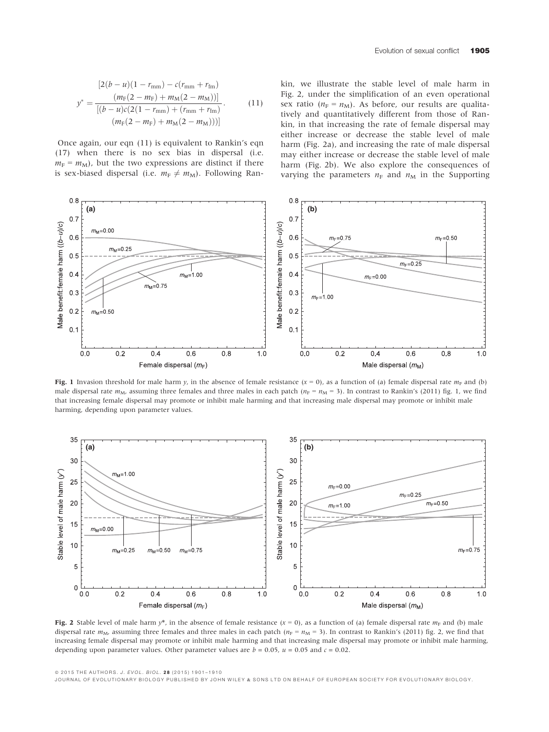$$y^* = \frac{[2(b-u)(1-r_{\mathrm{mm}}) - c(r_{\mathrm{mm}} + r_{\mathrm{fm}})(m_{\mathrm{F}}(2-m_{\mathrm{F}}) + m_{\mathrm{M}}(2-m_{\mathrm{M}}))]}{[(b-u)c(2(1-r_{\mathrm{mm}}) + (r_{\mathrm{mm}} + r_{\mathrm{fm}})(m_{\mathrm{F}}(2-m_{\mathrm{F}}) + m_{\mathrm{M}}(2-m_{\mathrm{M}})))]}. \tag{11}$$

Once again, our eqn (11) is equivalent to Rankin's eqn (17) when there is no sex bias in dispersal (i.e. $m_{\mathrm{F}} = m_{\mathrm{M}}$), but the two expressions are distinct if there is sex-biased dispersal (i.e. $m_{\mathrm{F}} \neq m_{\mathrm{M}}$). Following Rankin, we illustrate the stable level of male harm in Fig. 2, under the simplification of an even operational sex ratio ($n_{\mathrm{F}} = n_{\mathrm{M}}$). As before, our results are qualitatively and quantitatively different from those of Rankin, in that increasing the rate of female dispersal may either increase or decrease the stable level of male harm (Fig. 2a), and increasing the rate of male dispersal may either increase or decrease the stable level of male harm (Fig. 2b). We also explore the consequences of varying the parameters $n_{\mathrm{F}}$ and $n_{\mathrm{M}}$ in the Supporting

**Fig. 1** Invasion threshold for male harm $y$, in the absence of female resistance ($x = 0$), as a function of (a) female dispersal rate $m_{\mathrm{F}}$ and (b) male dispersal rate $m_{\mathrm{M}}$, assuming three females and three males in each patch ($n_{\mathrm{F}} = n_{\mathrm{M}} = 3$). In contrast to Rankin's (2011) fig. 1, we find that increasing female dispersal may promote or inhibit male harming and that increasing male dispersal may promote or inhibit male harming, depending upon parameter values.

**Fig. 2** Stable level of male harm $y^*$, in the absence of female resistance ($x = 0$), as a function of (a) female dispersal rate $m_{\mathrm{F}}$ and (b) male dispersal rate $m_{\mathrm{M}}$, assuming three females and three males in each patch ($n_{\mathrm{F}} = n_{\mathrm{M}} = 3$). In contrast to Rankin's (2011) fig. 2, we find that increasing female dispersal may promote or inhibit male harming and that increasing male dispersal may promote or inhibit male harming, depending upon parameter values. Other parameter values are $b = 0.05$, $u = 0.05$ and $c = 0.02$.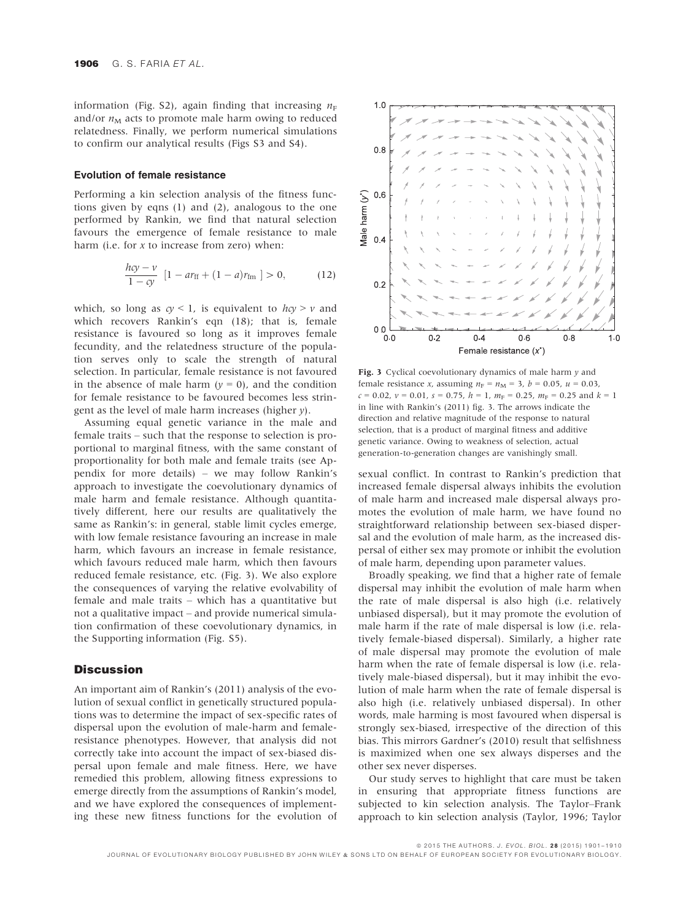information (Fig. S2), again finding that increasing $n_F$ and/or $n_M$ acts to promote male harm owing to reduced relatedness. Finally, we perform numerical simulations to confirm our analytical results (Figs S3 and S4).

### Evolution of female resistance

Performing a kin selection analysis of the fitness functions given by eqns (1) and (2), analogous to the one performed by Rankin, we find that natural selection favours the emergence of female resistance to male harm (i.e. for $x$ to increase from zero) when:

$$\frac{hcy - v}{1 - cy}\ [1 - ar_{ff} + (1 - a)r_{fm}\ ] > 0, \tag{12}$$

which, so long as $cy < 1$, is equivalent to $hcy > v$ and which recovers Rankin's eqn (18); that is, female resistance is favoured so long as it improves female fecundity, and the relatedness structure of the population serves only to scale the strength of natural selection. In particular, female resistance is not favoured in the absence of male harm ($y = 0$), and the condition for female resistance to be favoured becomes less stringent as the level of male harm increases (higher $y$).

Assuming equal genetic variance in the male and female traits – such that the response to selection is proportional to marginal fitness, with the same constant of proportionality for both male and female traits (see Appendix for more details) – we may follow Rankin's approach to investigate the coevolutionary dynamics of male harm and female resistance. Although quantitatively different, here our results are qualitatively the same as Rankin's: in general, stable limit cycles emerge, with low female resistance favouring an increase in male harm, which favours an increase in female resistance, which favours reduced male harm, which then favours reduced female resistance, etc. (Fig. 3). We also explore the consequences of varying the relative evolvability of female and male traits – which has a quantitative but not a qualitative impact – and provide numerical simulation confirmation of these coevolutionary dynamics, in the Supporting information (Fig. S5).

1.0
0.8
0.6
0.4
0.2
0.0
Male harm ($y^*$)
0.0 0.2 0.4 0.6 0.8 1.0
Female resistance ($x^*$)

**Fig. 3** Cyclical coevolutionary dynamics of male harm $y$ and female resistance $x$, assuming $n_F = n_M = 3$, $b = 0.05$, $u = 0.03$, $c = 0.02$, $v = 0.01$, $s = 0.75$, $h = 1$, $m_F = 0.25$, $m_F = 0.25$ and $k = 1$ in line with Rankin's (2011) fig. 3. The arrows indicate the direction and relative magnitude of the response to natural selection, that is a product of marginal fitness and additive genetic variance. Owing to weakness of selection, actual generation-to-generation changes are vanishingly small.

## Discussion

An important aim of Rankin's (2011) analysis of the evolution of sexual conflict in genetically structured populations was to determine the impact of sex-specific rates of dispersal upon the evolution of male-harm and female-resistance phenotypes. However, that analysis did not correctly take into account the impact of sex-biased dispersal upon female and male fitness. Here, we have remedied this problem, allowing fitness expressions to emerge directly from the assumptions of Rankin's model, and we have explored the consequences of implementing these new fitness functions for the evolution of sexual conflict. In contrast to Rankin's prediction that increased female dispersal always inhibits the evolution of male harm and increased male dispersal always promotes the evolution of male harm, we have found no straightforward relationship between sex-biased dispersal and the evolution of male harm, as the increased dispersal of either sex may promote or inhibit the evolution of male harm, depending upon parameter values.

Broadly speaking, we find that a higher rate of female dispersal may inhibit the evolution of male harm when the rate of male dispersal is also high (i.e. relatively unbiased dispersal), but it may promote the evolution of male harm if the rate of male dispersal is low (i.e. relatively female-biased dispersal). Similarly, a higher rate of male dispersal may promote the evolution of male harm when the rate of female dispersal is low (i.e. relatively male-biased dispersal), but it may inhibit the evolution of male harm when the rate of female dispersal is also high (i.e. relatively unbiased dispersal). In other words, male harming is most favoured when dispersal is strongly sex-biased, irrespective of the direction of this bias. This mirrors Gardner's (2010) result that selfishness is maximized when one sex always disperses and the other sex never disperses.

Our study serves to highlight that care must be taken in ensuring that appropriate fitness functions are subjected to kin selection analysis. The Taylor–Frank approach to kin selection analysis (Taylor, 1996; Taylor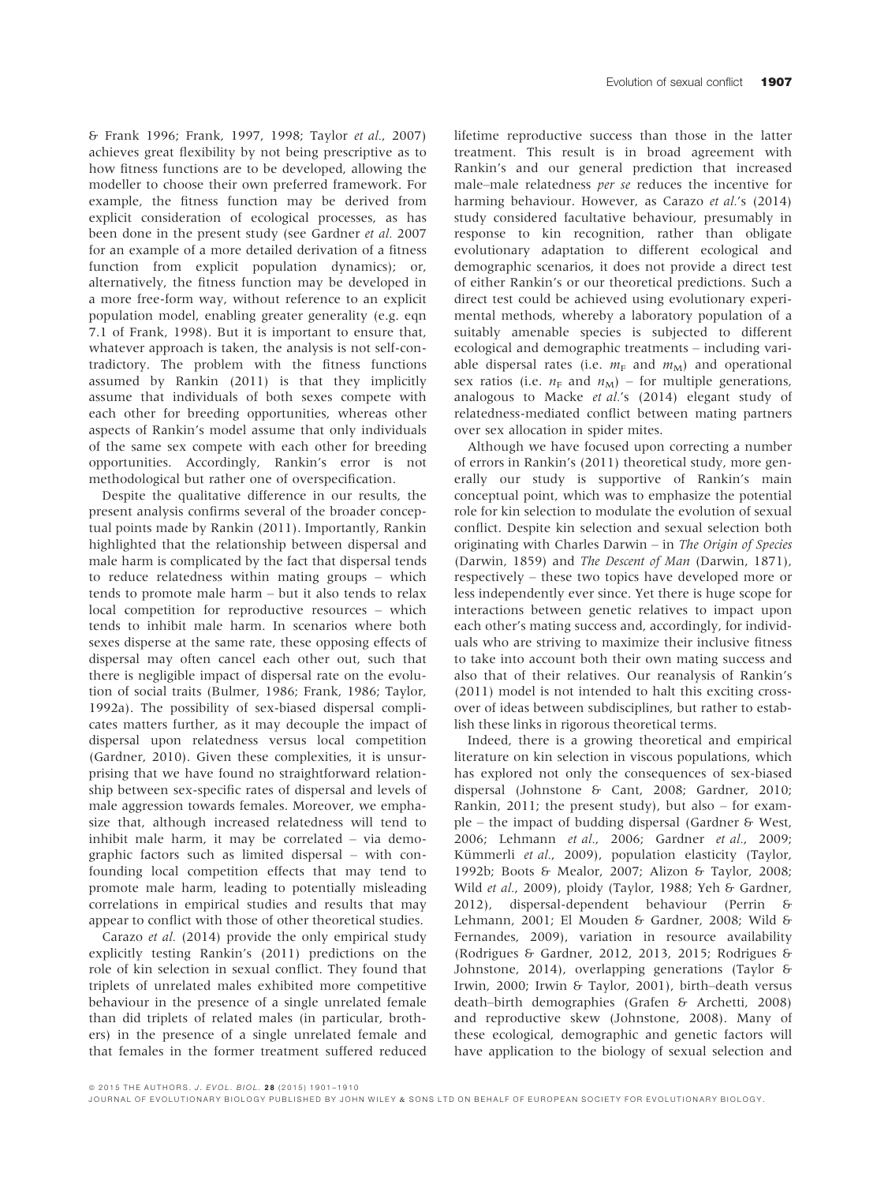& Frank 1996; Frank, 1997, 1998; Taylor *et al.*, 2007) achieves great flexibility by not being prescriptive as to how fitness functions are to be developed, allowing the modeller to choose their own preferred framework. For example, the fitness function may be derived from explicit consideration of ecological processes, as has been done in the present study (see Gardner *et al.* 2007 for an example of a more detailed derivation of a fitness function from explicit population dynamics); or, alternatively, the fitness function may be developed in a more free-form way, without reference to an explicit population model, enabling greater generality (e.g. eqn 7.1 of Frank, 1998). But it is important to ensure that, whatever approach is taken, the analysis is not self-contradictory. The problem with the fitness functions assumed by Rankin (2011) is that they implicitly assume that individuals of both sexes compete with each other for breeding opportunities, whereas other aspects of Rankin's model assume that only individuals of the same sex compete with each other for breeding opportunities. Accordingly, Rankin's error is not methodological but rather one of overspecification.

Despite the qualitative difference in our results, the present analysis confirms several of the broader conceptual points made by Rankin (2011). Importantly, Rankin highlighted that the relationship between dispersal and male harm is complicated by the fact that dispersal tends to reduce relatedness within mating groups – which tends to promote male harm – but it also tends to relax local competition for reproductive resources – which tends to inhibit male harm. In scenarios where both sexes disperse at the same rate, these opposing effects of dispersal may often cancel each other out, such that there is negligible impact of dispersal rate on the evolution of social traits (Bulmer, 1986; Frank, 1986; Taylor, 1992a). The possibility of sex-biased dispersal complicates matters further, as it may decouple the impact of dispersal upon relatedness versus local competition (Gardner, 2010). Given these complexities, it is unsurprising that we have found no straightforward relationship between sex-specific rates of dispersal and levels of male aggression towards females. Moreover, we emphasize that, although increased relatedness will tend to inhibit male harm, it may be correlated – via demographic factors such as limited dispersal – with confounding local competition effects that may tend to promote male harm, leading to potentially misleading correlations in empirical studies and results that may appear to conflict with those of other theoretical studies.

Carazo *et al.* (2014) provide the only empirical study explicitly testing Rankin's (2011) predictions on the role of kin selection in sexual conflict. They found that triplets of unrelated males exhibited more competitive behaviour in the presence of a single unrelated female than did triplets of related males (in particular, brothers) in the presence of a single unrelated female and that females in the former treatment suffered reduced lifetime reproductive success than those in the latter treatment. This result is in broad agreement with Rankin's and our general prediction that increased male–male relatedness *per se* reduces the incentive for harming behaviour. However, as Carazo *et al.*'s (2014) study considered facultative behaviour, presumably in response to kin recognition, rather than obligate evolutionary adaptation to different ecological and demographic scenarios, it does not provide a direct test of either Rankin's or our theoretical predictions. Such a direct test could be achieved using evolutionary experimental methods, whereby a laboratory population of a suitably amenable species is subjected to different ecological and demographic treatments – including variable dispersal rates (i.e. $m_F$ and $m_M$) and operational sex ratios (i.e. $n_F$ and $n_M$) – for multiple generations, analogous to Macke *et al.*'s (2014) elegant study of relatedness-mediated conflict between mating partners over sex allocation in spider mites.

Although we have focused upon correcting a number of errors in Rankin's (2011) theoretical study, more generally our study is supportive of Rankin's main conceptual point, which was to emphasize the potential role for kin selection to modulate the evolution of sexual conflict. Despite kin selection and sexual selection both originating with Charles Darwin – in *The Origin of Species* (Darwin, 1859) and *The Descent of Man* (Darwin, 1871), respectively – these two topics have developed more or less independently ever since. Yet there is huge scope for interactions between genetic relatives to impact upon each other's mating success and, accordingly, for individuals who are striving to maximize their inclusive fitness to take into account both their own mating success and also that of their relatives. Our reanalysis of Rankin's (2011) model is not intended to halt this exciting crossover of ideas between subdisciplines, but rather to establish these links in rigorous theoretical terms.

Indeed, there is a growing theoretical and empirical literature on kin selection in viscous populations, which has explored not only the consequences of sex-biased dispersal (Johnstone & Cant, 2008; Gardner, 2010; Rankin, 2011; the present study), but also – for example – the impact of budding dispersal (Gardner & West, 2006; Lehmann *et al.*, 2006; Gardner *et al.*, 2009; Kümmerli *et al.*, 2009), population elasticity (Taylor, 1992b; Boots & Mealor, 2007; Alizon & Taylor, 2008; Wild *et al.*, 2009), ploidy (Taylor, 1988; Yeh & Gardner, 2012), dispersal-dependent behaviour (Perrin & Lehmann, 2001; El Mouden & Gardner, 2008; Wild & Fernandes, 2009), variation in resource availability (Rodrigues & Gardner, 2012, 2013, 2015; Rodrigues & Johnstone, 2014), overlapping generations (Taylor & Irwin, 2000; Irwin & Taylor, 2001), birth–death versus death–birth demographies (Grafen & Archetti, 2008) and reproductive skew (Johnstone, 2008). Many of these ecological, demographic and genetic factors will have application to the biology of sexual selection and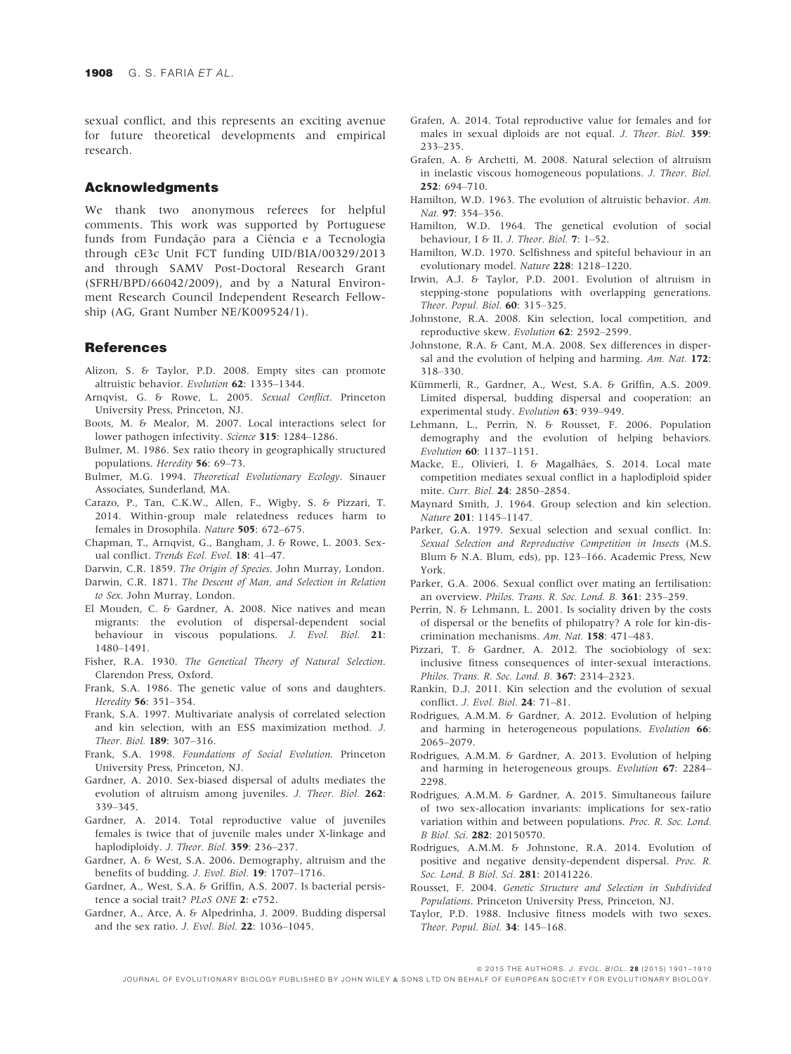sexual conflict, and this represents an exciting avenue for future theoretical developments and empirical research.

## Acknowledgments

We thank two anonymous referees for helpful comments. This work was supported by Portuguese funds from Fundação para a Ciência e a Tecnologia through cE3c Unit FCT funding UID/BIA/00329/2013 and through SAMV Post-Doctoral Research Grant (SFRH/BPD/66042/2009), and by a Natural Environment Research Council Independent Research Fellowship (AG, Grant Number NE/K009524/1).

## References

Alizon, S. & Taylor, P.D. 2008. Empty sites can promote altruistic behavior. *Evolution* **62**: 1335–1344.

Arnqvist, G. & Rowe, L. 2005. *Sexual Conflict*. Princeton University Press, Princeton, NJ.

Boots, M. & Mealor, M. 2007. Local interactions select for lower pathogen infectivity. *Science* **315**: 1284–1286.

Bulmer, M. 1986. Sex ratio theory in geographically structured populations. *Heredity* **56**: 69–73.

Bulmer, M.G. 1994. *Theoretical Evolutionary Ecology*. Sinauer Associates, Sunderland, MA.

Carazo, P., Tan, C.K.W., Allen, F., Wigby, S. & Pizzari, T. 2014. Within-group male relatedness reduces harm to females in Drosophila. *Nature* **505**: 672–675.

Chapman, T., Arnqvist, G., Bangham, J. & Rowe, L. 2003. Sexual conflict. *Trends Ecol. Evol.* **18**: 41–47.

Darwin, C.R. 1859. *The Origin of Species*. John Murray, London.

Darwin, C.R. 1871. *The Descent of Man, and Selection in Relation to Sex*. John Murray, London.

El Mouden, C. & Gardner, A. 2008. Nice natives and mean migrants: the evolution of dispersal-dependent social behaviour in viscous populations. *J. Evol. Biol.* **21**: 1480–1491.

Fisher, R.A. 1930. *The Genetical Theory of Natural Selection*. Clarendon Press, Oxford.

Frank, S.A. 1986. The genetic value of sons and daughters. *Heredity* **56**: 351–354.

Frank, S.A. 1997. Multivariate analysis of correlated selection and kin selection, with an ESS maximization method. *J. Theor. Biol.* **189**: 307–316.

Frank, S.A. 1998. *Foundations of Social Evolution*. Princeton University Press, Princeton, NJ.

Gardner, A. 2010. Sex-biased dispersal of adults mediates the evolution of altruism among juveniles. *J. Theor. Biol.* **262**: 339–345.

Gardner, A. 2014. Total reproductive value of juveniles females is twice that of juvenile males under X-linkage and haplodiploidy. *J. Theor. Biol.* **359**: 236–237.

Gardner, A. & West, S.A. 2006. Demography, altruism and the benefits of budding. *J. Evol. Biol.* **19**: 1707–1716.

Gardner, A., West, S.A. & Griffin, A.S. 2007. Is bacterial persistence a social trait? *PLoS ONE* **2**: e752.

Gardner, A., Arce, A. & Alpedrinha, J. 2009. Budding dispersal and the sex ratio. *J. Evol. Biol.* **22**: 1036–1045.

Grafen, A. 2014. Total reproductive value for females and for males in sexual diploids are not equal. *J. Theor. Biol.* **359**: 233–235.

Grafen, A. & Archetti, M. 2008. Natural selection of altruism in inelastic viscous homogeneous populations. *J. Theor. Biol.* **252**: 694–710.

Hamilton, W.D. 1963. The evolution of altruistic behavior. *Am. Nat.* **97**: 354–356.

Hamilton, W.D. 1964. The genetical evolution of social behaviour, I & II. *J. Theor. Biol.* **7**: 1–52.

Hamilton, W.D. 1970. Selfishness and spiteful behaviour in an evolutionary model. *Nature* **228**: 1218–1220.

Irwin, A.J. & Taylor, P.D. 2001. Evolution of altruism in stepping-stone populations with overlapping generations. *Theor. Popul. Biol.* **60**: 315–325.

Johnstone, R.A. 2008. Kin selection, local competition, and reproductive skew. *Evolution* **62**: 2592–2599.

Johnstone, R.A. & Cant, M.A. 2008. Sex differences in dispersal and the evolution of helping and harming. *Am. Nat.* **172**: 318–330.

Kümmerli, R., Gardner, A., West, S.A. & Griffin, A.S. 2009. Limited dispersal, budding dispersal and cooperation: an experimental study. *Evolution* **63**: 939–949.

Lehmann, L., Perrin, N. & Rousset, F. 2006. Population demography and the evolution of helping behaviors. *Evolution* **60**: 1137–1151.

Macke, E., Olivieri, I. & Magalhães, S. 2014. Local mate competition mediates sexual conflict in a haplodiploid spider mite. *Curr. Biol.* **24**: 2850–2854.

Maynard Smith, J. 1964. Group selection and kin selection. *Nature* **201**: 1145–1147.

Parker, G.A. 1979. Sexual selection and sexual conflict. In: *Sexual Selection and Reproductive Competition in Insects* (M.S. Blum & N.A. Blum, eds), pp. 123–166. Academic Press, New York.

Parker, G.A. 2006. Sexual conflict over mating an fertilisation: an overview. *Philos. Trans. R. Soc. Lond. B.* **361**: 235–259.

Perrin, N. & Lehmann, L. 2001. Is sociality driven by the costs of dispersal or the benefits of philopatry? A role for kin-discrimination mechanisms. *Am. Nat.* **158**: 471–483.

Pizzari, T. & Gardner, A. 2012. The sociobiology of sex: inclusive fitness consequences of inter-sexual interactions. *Philos. Trans. R. Soc. Lond. B.* **367**: 2314–2323.

Rankin, D.J. 2011. Kin selection and the evolution of sexual conflict. *J. Evol. Biol.* **24**: 71–81.

Rodrigues, A.M.M. & Gardner, A. 2012. Evolution of helping and harming in heterogeneous populations. *Evolution* **66**: 2065–2079.

Rodrigues, A.M.M. & Gardner, A. 2013. Evolution of helping and harming in heterogeneous groups. *Evolution* **67**: 2284–2298.

Rodrigues, A.M.M. & Gardner, A. 2015. Simultaneous failure of two sex-allocation invariants: implications for sex-ratio variation within and between populations. *Proc. R. Soc. Lond. B Biol. Sci.* **282**: 20150570.

Rodrigues, A.M.M. & Johnstone, R.A. 2014. Evolution of positive and negative density-dependent dispersal. *Proc. R. Soc. Lond. B Biol. Sci.* **281**: 20141226.

Rousset, F. 2004. *Genetic Structure and Selection in Subdivided Populations*. Princeton University Press, Princeton, NJ.

Taylor, P.D. 1988. Inclusive fitness models with two sexes. *Theor. Popul. Biol.* **34**: 145–168.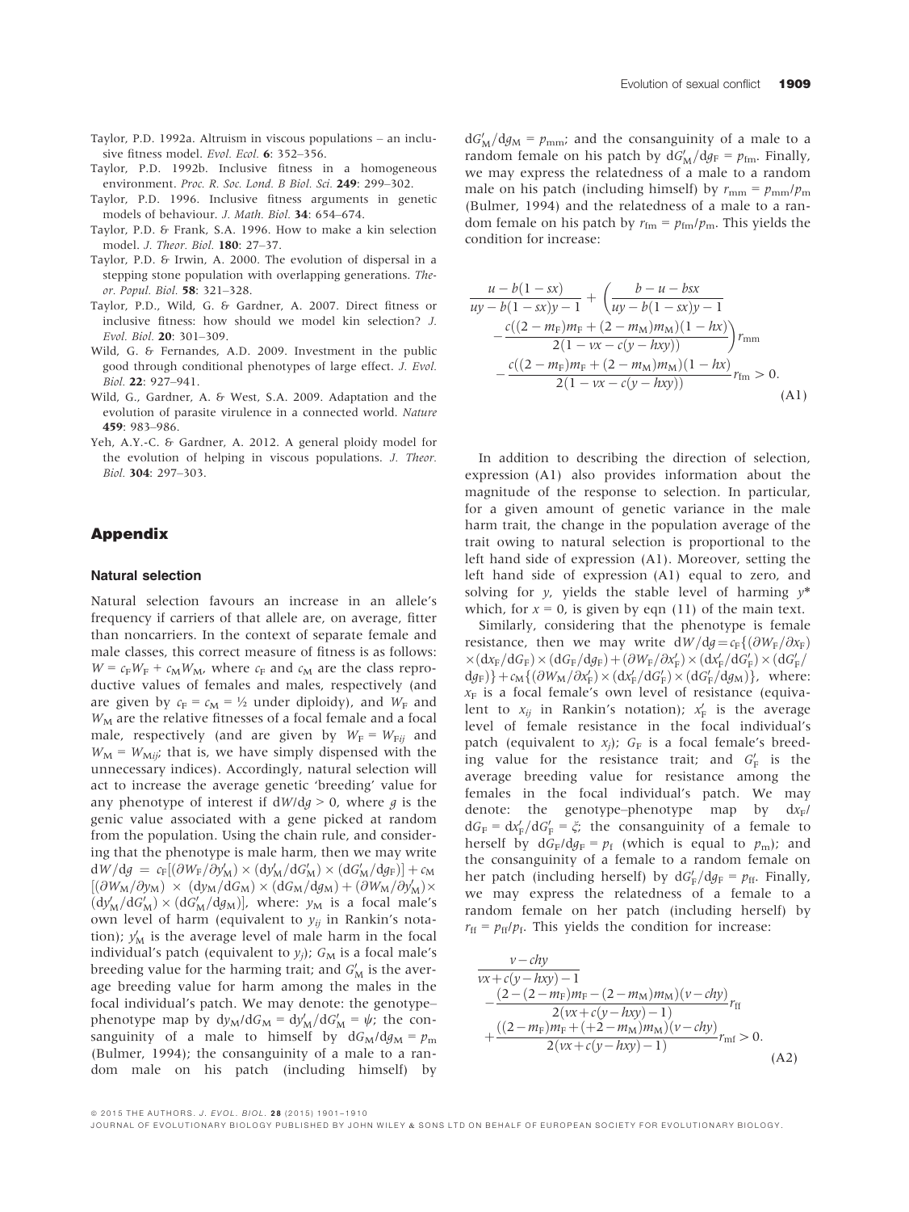Taylor, P.D. 1992a. Altruism in viscous populations – an inclusive fitness model. *Evol. Ecol.* **6**: 352–356.

Taylor, P.D. 1992b. Inclusive fitness in a homogeneous environment. *Proc. R. Soc. Lond. B Biol. Sci.* **249**: 299–302.

Taylor, P.D. 1996. Inclusive fitness arguments in genetic models of behaviour. *J. Math. Biol.* **34**: 654–674.

Taylor, P.D. & Frank, S.A. 1996. How to make a kin selection model. *J. Theor. Biol.* **180**: 27–37.

Taylor, P.D. & Irwin, A. 2000. The evolution of dispersal in a stepping stone population with overlapping generations. *Theor. Popul. Biol.* **58**: 321–328.

Taylor, P.D., Wild, G. & Gardner, A. 2007. Direct fitness or inclusive fitness: how should we model kin selection? *J. Evol. Biol.* **20**: 301–309.

Wild, G. & Fernandes, A.D. 2009. Investment in the public good through conditional phenotypes of large effect. *J. Evol. Biol.* **22**: 927–941.

Wild, G., Gardner, A. & West, S.A. 2009. Adaptation and the evolution of parasite virulence in a connected world. *Nature* **459**: 983–986.

Yeh, A.Y.-C. & Gardner, A. 2012. A general ploidy model for the evolution of helping in viscous populations. *J. Theor. Biol.* **304**: 297–303.

## Appendix

### Natural selection

Natural selection favours an increase in an allele's frequency if carriers of that allele are, on average, fitter than noncarriers. In the context of separate female and male classes, this correct measure of fitness is as follows: $W = c_F W_F + c_M W_M$, where $c_F$ and $c_M$ are the class reproductive values of females and males, respectively (and are given by $c_F = c_M = ½$ under diploidy), and $W_F$ and $W_M$ are the relative fitnesses of a focal female and a focal male, respectively (and are given by $W_F = W_{Fij}$ and $W_M = W_{Mij}$; that is, we have simply dispensed with the unnecessary indices). Accordingly, natural selection will act to increase the average genetic 'breeding' value for any phenotype of interest if $dW/dg > 0$, where $g$ is the genic value associated with a gene picked at random from the population. Using the chain rule, and considering that the phenotype is male harm, then we may write $dW/dg = c_F[(\partial W_F/\partial y'_M) \times (dy'_M/dG'_M) \times (dG'_M/dg_F)] + c_M[(\partial W_M/\partial y_M) \times (dy_M/dG_M) \times (dG_M/dg_M) + (\partial W_M/\partial y'_M) \times (dy'_M/dG'_M) \times (dG'_M/dg_M)]$, where: $y_M$ is a focal male's own level of harm (equivalent to $y_{ij}$ in Rankin's notation); $y'_M$ is the average level of male harm in the focal individual's patch (equivalent to $y_j$); $G_M$ is a focal male's breeding value for the harming trait; and $G'_M$ is the average breeding value for harm among the males in the focal individual's patch. We may denote: the genotype–phenotype map by $dy_M/dG_M = dy'_M/dG'_M = \psi$; the consanguinity of a male to himself by $dG_M/dg_M = p_m$ (Bulmer, 1994); the consanguinity of a male to a random male on his patch (including himself) by $dG'_M/dg_M = p_{mm}$; and the consanguinity of a male to a random female on his patch by $dG'_M/dg_F = p_{fm}$. Finally, we may express the relatedness of a male to a random male on his patch (including himself) by $r_{mm} = p_{mm}/p_m$ (Bulmer, 1994) and the relatedness of a male to a random female on his patch by $r_{fm} = p_{fm}/p_m$. This yields the condition for increase:

$$\frac{u-b(1-sx)}{uy-b(1-sx)y-1}+\left(\frac{b-u-bsx}{uy-b(1-sx)y-1}-\frac{c((2-m_F)m_F+(2-m_M)m_M)(1-hx)}{2(1-vx-c(y-hxy))}\right)r_{mm}-\frac{c((2-m_F)m_F+(2-m_M)m_M)(1-hx)}{2(1-vx-c(y-hxy))}r_{fm}>0. \tag{A1}$$

In addition to describing the direction of selection, expression (A1) also provides information about the magnitude of the response to selection. In particular, for a given amount of genetic variance in the male harm trait, the change in the population average of the trait owing to natural selection is proportional to the left hand side of expression (A1). Moreover, setting the left hand side of expression (A1) equal to zero, and solving for $y$, yields the stable level of harming $y^*$ which, for $x = 0$, is given by eqn (11) of the main text.

Similarly, considering that the phenotype is female resistance, then we may write $dW/dg = c_F\{(\partial W_F/\partial x_F) \times (dx_F/dG_F) \times (dG_F/dg_F) + (\partial W_F/\partial x'_F) \times (dx'_F/dG'_F) \times (dG'_F/dg_F)\} + c_M\{(\partial W_M/\partial x'_F) \times (dx'_F/dG'_F) \times (dG'_F/dg_M)\}$, where: $x_F$ is a focal female's own level of resistance (equivalent to $x_{ij}$ in Rankin's notation); $x'_F$ is the average level of female resistance in the focal individual's patch (equivalent to $x_j$); $G_F$ is a focal female's breeding value for the resistance trait; and $G'_F$ is the average breeding value for resistance among the females in the focal individual's patch. We may denote: the genotype–phenotype map by $dx_F/dG_F = dx'_F/dG'_F = \xi$; the consanguinity of a female to herself by $dG_F/dg_F = p_f$ (which is equal to $p_m$); and the consanguinity of a female to a random female on her patch (including herself) by $dG'_F/dg_F = p_{ff}$. Finally, we may express the relatedness of a female to a random female on her patch (including herself) by $r_{ff} = p_{ff}/p_f$. This yields the condition for increase:

$$\frac{v-chy}{vx+c(y-hxy)-1}-\frac{(2-(2-m_F)m_F-(2-m_M)m_M)(v-chy)}{2(vx+c(y-hxy)-1)}r_{ff}+\frac{((2-m_F)m_F+(+2-m_M)m_M)(v-chy)}{2(vx+c(y-hxy)-1)}r_{mf}>0. \tag{A2}$$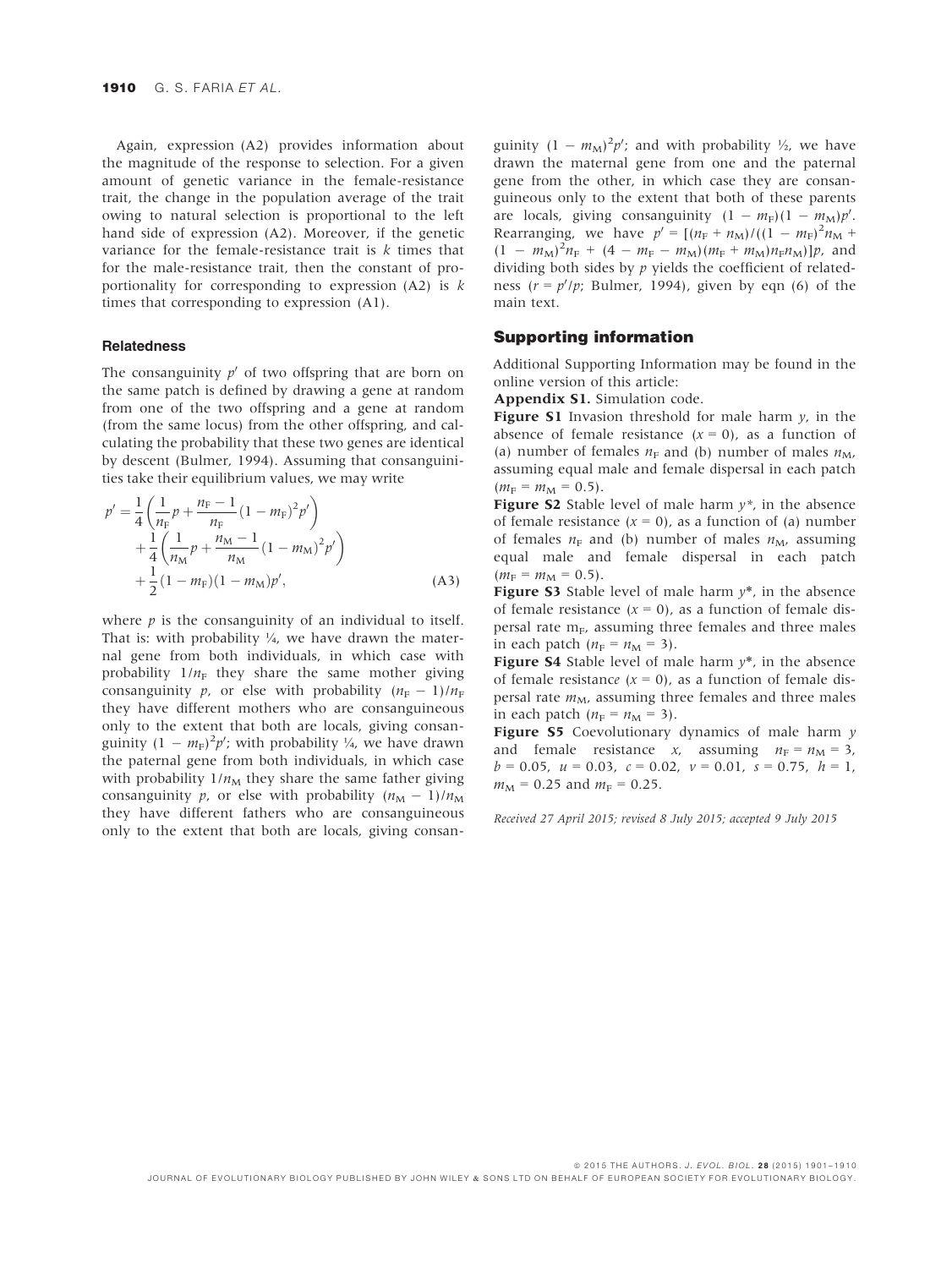Again, expression (A2) provides information about the magnitude of the response to selection. For a given amount of genetic variance in the female-resistance trait, the change in the population average of the trait owing to natural selection is proportional to the left hand side of expression (A2). Moreover, if the genetic variance for the female-resistance trait is $k$ times that for the male-resistance trait, then the constant of proportionality for corresponding to expression (A2) is $k$ times that corresponding to expression (A1).

### Relatedness

The consanguinity $p'$ of two offspring that are born on the same patch is defined by drawing a gene at random from one of the two offspring and a gene at random (from the same locus) from the other offspring, and calculating the probability that these two genes are identical by descent (Bulmer, 1994). Assuming that consanguinities take their equilibrium values, we may write

$$p' = \frac{1}{4}\left(\frac{1}{n_F}p + \frac{n_F - 1}{n_F}(1 - m_F)^2 p'\right) + \frac{1}{4}\left(\frac{1}{n_M}p + \frac{n_M - 1}{n_M}(1 - m_M)^2 p'\right) + \frac{1}{2}(1 - m_F)(1 - m_M)p', \tag{A3}$$

where $p$ is the consanguinity of an individual to itself. That is: with probability ¼, we have drawn the maternal gene from both individuals, in which case with probability $1/n_F$ they share the same mother giving consanguinity $p$, or else with probability $(n_F - 1)/n_F$ they have different mothers who are consanguineous only to the extent that both are locals, giving consanguinity $(1 - m_F)^2 p'$; with probability ¼, we have drawn the paternal gene from both individuals, in which case with probability $1/n_M$ they share the same father giving consanguinity $p$, or else with probability $(n_M - 1)/n_M$ they have different fathers who are consanguineous only to the extent that both are locals, giving consanguinity $(1 - m_M)^2 p'$; and with probability ½, we have drawn the maternal gene from one and the paternal gene from the other, in which case they are consanguineous only to the extent that both of these parents are locals, giving consanguinity $(1 - m_F)(1 - m_M)p'$. Rearranging, we have $p' = [(n_F + n_M)/((1 - m_F)^2 n_M + (1 - m_M)^2 n_F + (4 - m_F - m_M)(m_F + m_M)n_F n_M)]p$, and dividing both sides by $p$ yields the coefficient of relatedness ($r = p'/p$; Bulmer, 1994), given by eqn (6) of the main text.

## Supporting information

Additional Supporting Information may be found in the online version of this article:

**Appendix S1.** Simulation code.

**Figure S1** Invasion threshold for male harm $y$, in the absence of female resistance ($x = 0$), as a function of (a) number of females $n_F$ and (b) number of males $n_M$, assuming equal male and female dispersal in each patch ($m_F = m_M = 0.5$).

**Figure S2** Stable level of male harm $y^*$, in the absence of female resistance ($x = 0$), as a function of (a) number of females $n_F$ and (b) number of males $n_M$, assuming equal male and female dispersal in each patch ($m_F = m_M = 0.5$).

**Figure S3** Stable level of male harm $y^*$, in the absence of female resistance ($x = 0$), as a function of female dispersal rate $m_F$, assuming three females and three males in each patch ($n_F = n_M = 3$).

**Figure S4** Stable level of male harm $y^*$, in the absence of female resistance ($x = 0$), as a function of female dispersal rate $m_M$, assuming three females and three males in each patch ($n_F = n_M = 3$).

**Figure S5** Coevolutionary dynamics of male harm $y$ and female resistance $x$, assuming $n_F = n_M = 3$, $b = 0.05$, $u = 0.03$, $c = 0.02$, $v = 0.01$, $s = 0.75$, $h = 1$, $m_M = 0.25$ and $m_F = 0.25$.

*Received 27 April 2015; revised 8 July 2015; accepted 9 July 2015*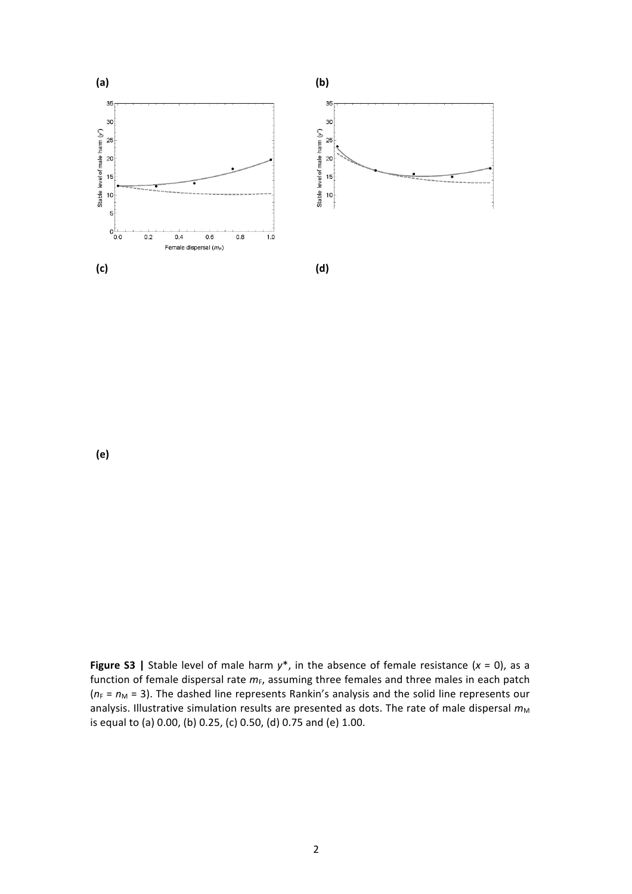**(a)**

**(b)**

**(c)**

**(d)**

**(e)**

**Figure S3 |** Stable level of male harm $y^*$, in the absence of female resistance ($x = 0$), as a function of female dispersal rate $m_F$, assuming three females and three males in each patch ($n_F = n_M = 3$). The dashed line represents Rankin's analysis and the solid line represents our analysis. Illustrative simulation results are presented as dots. The rate of male dispersal $m_M$ is equal to (a) 0.00, (b) 0.25, (c) 0.50, (d) 0.75 and (e) 1.00.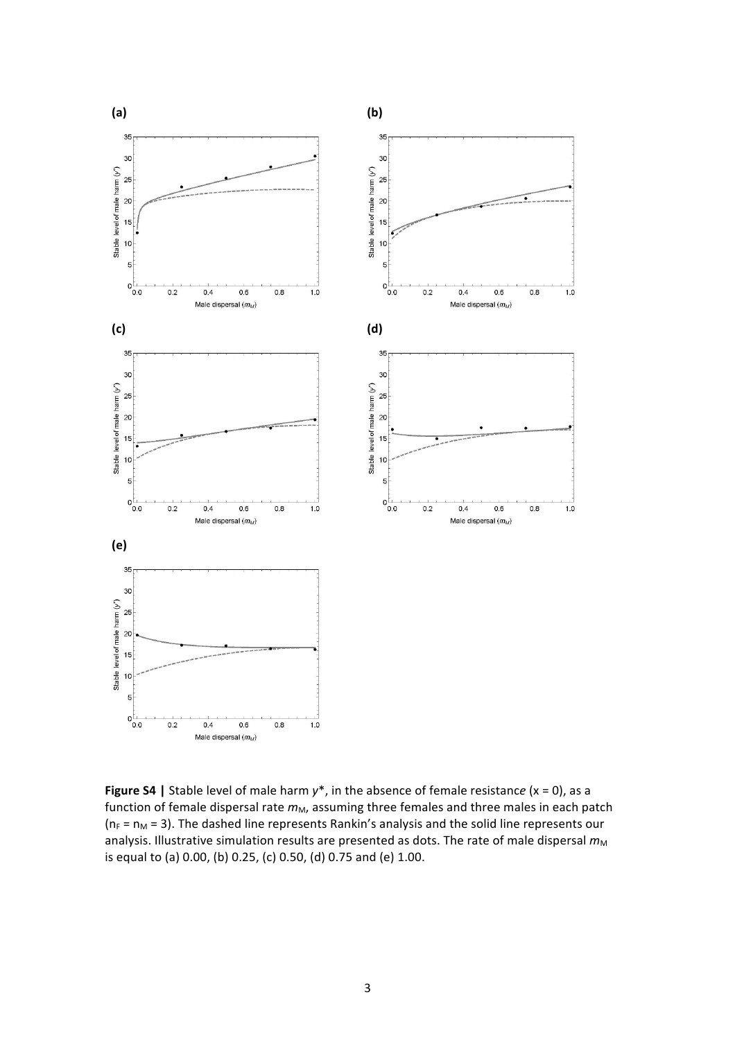**(a)**

**(b)**

**(c)**

**(d)**

**(e)**

**Figure S4 |** Stable level of male harm $y^*$, in the absence of female resistance ($x = 0$), as a function of female dispersal rate $m_M$, assuming three females and three males in each patch ($n_F = n_M = 3$). The dashed line represents Rankin's analysis and the solid line represents our analysis. Illustrative simulation results are presented as dots. The rate of male dispersal $m_M$ is equal to (a) 0.00, (b) 0.25, (c) 0.50, (d) 0.75 and (e) 1.00.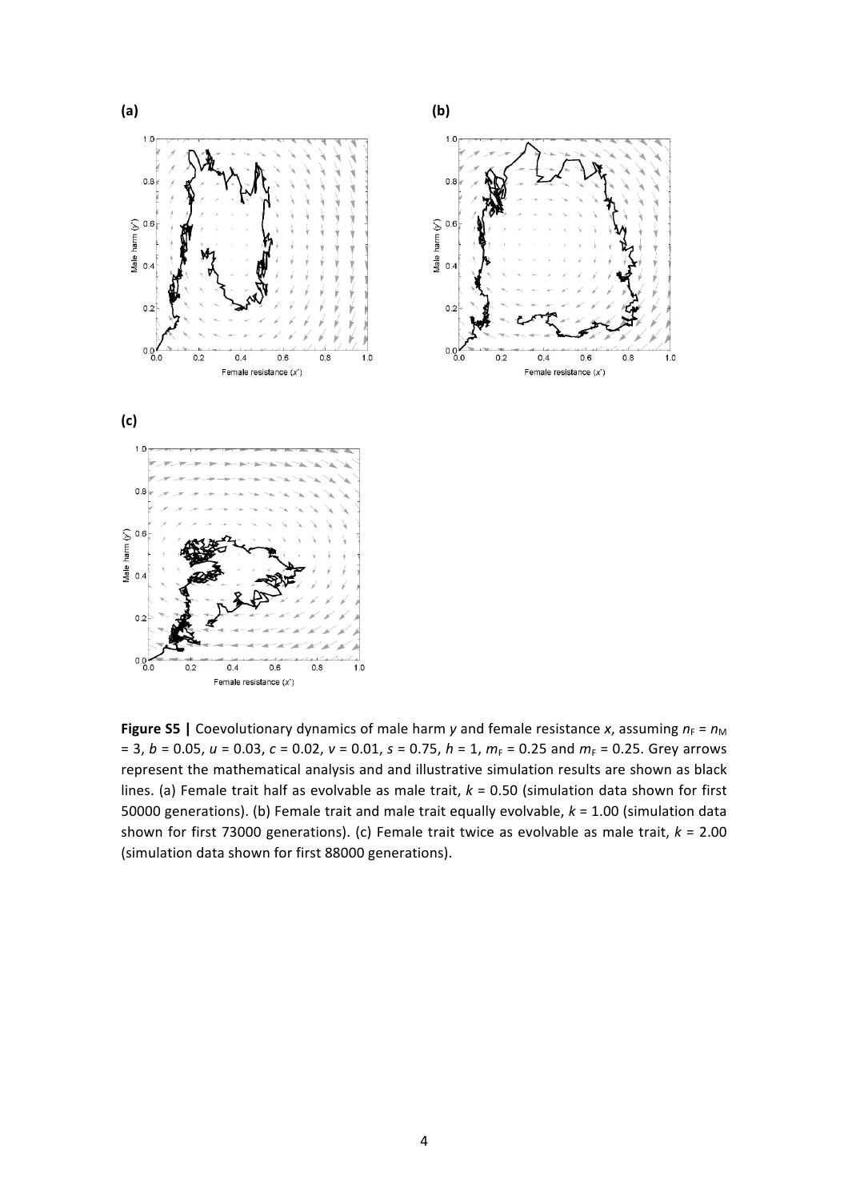**(a)**

**(b)**

**(c)**

**Figure S5 |** Coevolutionary dynamics of male harm $y$ and female resistance $x$, assuming $n_F = n_M = 3$, $b = 0.05$, $u = 0.03$, $c = 0.02$, $v = 0.01$, $s = 0.75$, $h = 1$, $m_F = 0.25$ and $m_F = 0.25$. Grey arrows represent the mathematical analysis and and illustrative simulation results are shown as black lines. (a) Female trait half as evolvable as male trait, $k = 0.50$ (simulation data shown for first 50000 generations). (b) Female trait and male trait equally evolvable, $k = 1.00$ (simulation data shown for first 73000 generations). (c) Female trait twice as evolvable as male trait, $k = 2.00$ (simulation data shown for first 88000 generations).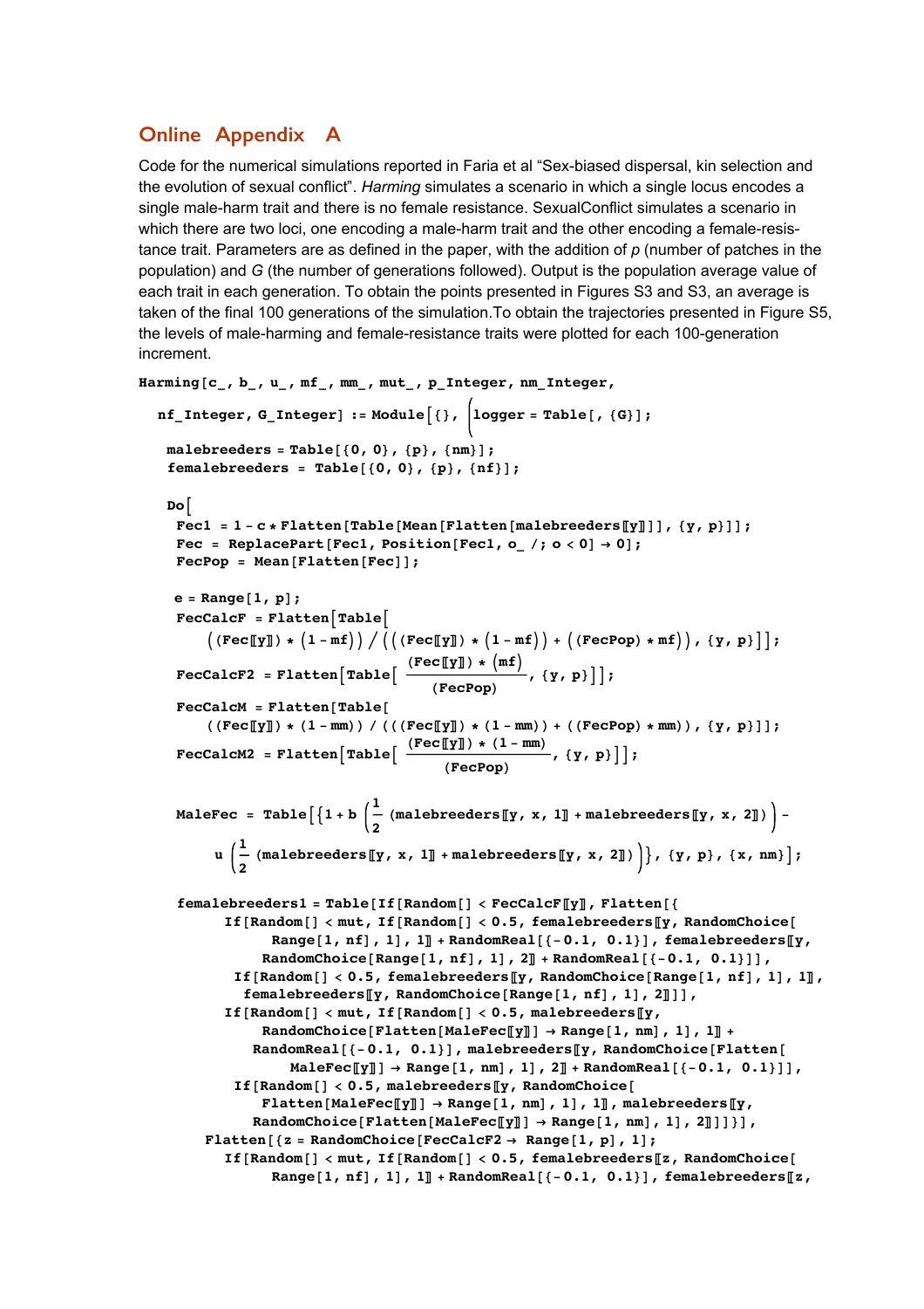## Online Appendix A

Code for the numerical simulations reported in Faria et al "Sex-biased dispersal, kin selection and the evolution of sexual conflict". *Harming* simulates a scenario in which a single locus encodes a single male-harm trait and there is no female resistance. SexualConflict simulates a scenario in which there are two loci, one encoding a male-harm trait and the other encoding a female-resistance trait. Parameters are as defined in the paper, with the addition of *p* (number of patches in the population) and *G* (the number of generations followed). Output is the population average value of each trait in each generation. To obtain the points presented in Figures S3 and S3, an average is taken of the final 100 generations of the simulation.To obtain the trajectories presented in Figure S5, the levels of male-harming and female-resistance traits were plotted for each 100-generation increment.

```
Harming[c_, b_, u_, mf_, mm_, mut_, p_Integer, nm_Integer,
  nf_Integer, G_Integer] := Module[{}, (logger = Table[, {G}];

   malebreeders = Table[{0, 0}, {p}, {nm}];
   femalebreeders = Table[{0, 0}, {p}, {nf}];

   Do[
    Fec1 = 1 - c * Flatten[Table[Mean[Flatten[malebreeders[[y]]]], {y, p}]];
    Fec = ReplacePart[Fec1, Position[Fec1, o_ /; o < 0] → 0];
    FecPop = Mean[Flatten[Fec]];

    e = Range[1, p];
    FecCalcF = Flatten[Table[
       ((Fec[[y]]) * (1 - mf)) / (((Fec[[y]]) * (1 - mf)) + ((FecPop) * mf)), {y, p}]];
    FecCalcF2 = Flatten[Table[ ((Fec[[y]]) * (mf)) / (FecPop), {y, p}]];
    FecCalcM = Flatten[Table[
       ((Fec[[y]]) * (1 - mm)) / (((Fec[[y]]) * (1 - mm)) + ((FecPop) * mm)), {y, p}]];
    FecCalcM2 = Flatten[Table[ ((Fec[[y]]) * (1 - mm)) / (FecPop), {y, p}]];

    MaleFec = Table[{1 + b (1/2 (malebreeders[[y, x, 1]] + malebreeders[[y, x, 2]])) -
         u (1/2 (malebreeders[[y, x, 1]] + malebreeders[[y, x, 2]]))}, {y, p}, {x, nm}];

    femalebreeders1 = Table[If[Random[] < FecCalcF[[y]], Flatten[{
          If[Random[] < mut, If[Random[] < 0.5, femalebreeders[[y, RandomChoice[
                Range[1, nf], 1], 1]] + RandomReal[{-0.1, 0.1}], femalebreeders[[y,
               RandomChoice[Range[1, nf], 1], 2]] + RandomReal[{-0.1, 0.1}]],
           If[Random[] < 0.5, femalebreeders[[y, RandomChoice[Range[1, nf], 1], 1]],
            femalebreeders[[y, RandomChoice[Range[1, nf], 1], 2]]]],
          If[Random[] < mut, If[Random[] < 0.5, malebreeders[[y,
               RandomChoice[Flatten[MaleFec[[y]]] → Range[1, nm], 1], 1]] +
              RandomReal[{-0.1, 0.1}], malebreeders[[y, RandomChoice[Flatten[
                  MaleFec[[y]]] → Range[1, nm], 1], 2]] + RandomReal[{-0.1, 0.1}]],
           If[Random[] < 0.5, malebreeders[[y, RandomChoice[
               Flatten[MaleFec[[y]]] → Range[1, nm], 1], 1]], malebreeders[[y,
              RandomChoice[Flatten[MaleFec[[y]]] → Range[1, nm], 1], 2]]]]}],
        Flatten[{z = RandomChoice[FecCalcF2 → Range[1, p], 1];
          If[Random[] < mut, If[Random[] < 0.5, femalebreeders[[z, RandomChoice[
                Range[1, nf], 1], 1]] + RandomReal[{-0.1, 0.1}], femalebreeders[[z,
```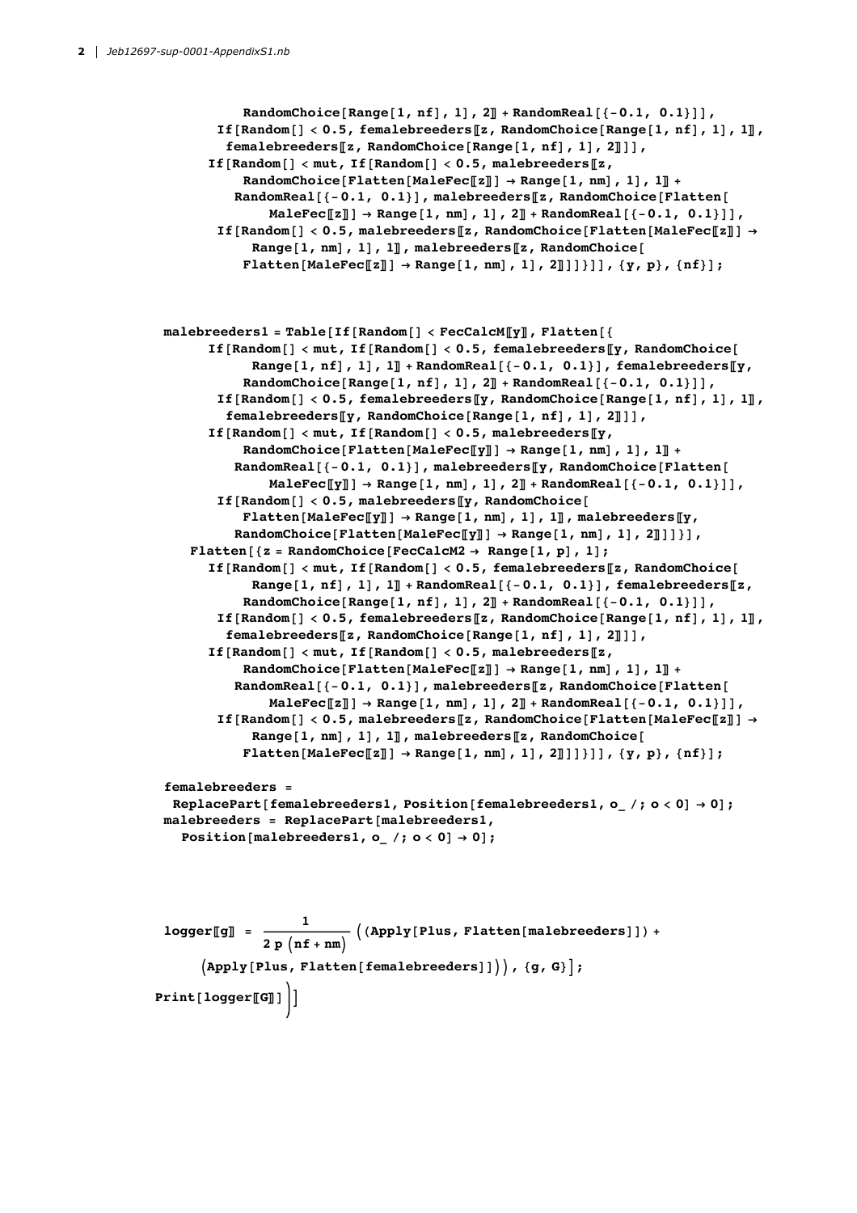```
          RandomChoice[Range[1, nf], 1], 2⟧ + RandomReal[{-0.1, 0.1}]],
        If[Random[] < 0.5, femalebreeders⟦z, RandomChoice[Range[1, nf], 1], 1⟧,
          femalebreeders⟦z, RandomChoice[Range[1, nf], 1], 2⟧]],
       If[Random[] < mut, If[Random[] < 0.5, malebreeders⟦z,
           RandomChoice[Flatten[MaleFec⟦z⟧] → Range[1, nm], 1], 1⟧ +
          RandomReal[{-0.1, 0.1}], malebreeders⟦z, RandomChoice[Flatten[
              MaleFec⟦z⟧] → Range[1, nm], 1], 2⟧ + RandomReal[{-0.1, 0.1}]],
        If[Random[] < 0.5, malebreeders⟦z, RandomChoice[Flatten[MaleFec⟦z⟧] →
            Range[1, nm], 1], 1⟧, malebreeders⟦z, RandomChoice[
           Flatten[MaleFec⟦z⟧] → Range[1, nm], 1], 2⟧]]}]], {y, p}, {nf}];


malebreeders1 = Table[If[Random[] < FecCalcM⟦y⟧, Flatten[{
       If[Random[] < mut, If[Random[] < 0.5, femalebreeders⟦y, RandomChoice[
            Range[1, nf], 1], 1⟧ + RandomReal[{-0.1, 0.1}], femalebreeders⟦y,
           RandomChoice[Range[1, nf], 1], 2⟧ + RandomReal[{-0.1, 0.1}]],
        If[Random[] < 0.5, femalebreeders⟦y, RandomChoice[Range[1, nf], 1], 1⟧,
          femalebreeders⟦y, RandomChoice[Range[1, nf], 1], 2⟧]],
       If[Random[] < mut, If[Random[] < 0.5, malebreeders⟦y,
           RandomChoice[Flatten[MaleFec⟦y⟧] → Range[1, nm], 1], 1⟧ +
          RandomReal[{-0.1, 0.1}], malebreeders⟦y, RandomChoice[Flatten[
              MaleFec⟦y⟧] → Range[1, nm], 1], 2⟧ + RandomReal[{-0.1, 0.1}]],
        If[Random[] < 0.5, malebreeders⟦y, RandomChoice[
           Flatten[MaleFec⟦y⟧] → Range[1, nm], 1], 1⟧, malebreeders⟦y,
          RandomChoice[Flatten[MaleFec⟦y⟧] → Range[1, nm], 1], 2⟧]]}],
    Flatten[{z = RandomChoice[FecCalcM2 → Range[1, p], 1];
       If[Random[] < mut, If[Random[] < 0.5, femalebreeders⟦z, RandomChoice[
            Range[1, nf], 1], 1⟧ + RandomReal[{-0.1, 0.1}], femalebreeders⟦z,
           RandomChoice[Range[1, nf], 1], 2⟧ + RandomReal[{-0.1, 0.1}]],
        If[Random[] < 0.5, femalebreeders⟦z, RandomChoice[Range[1, nf], 1], 1⟧,
          femalebreeders⟦z, RandomChoice[Range[1, nf], 1], 2⟧]],
       If[Random[] < mut, If[Random[] < 0.5, malebreeders⟦z,
           RandomChoice[Flatten[MaleFec⟦z⟧] → Range[1, nm], 1], 1⟧ +
          RandomReal[{-0.1, 0.1}], malebreeders⟦z, RandomChoice[Flatten[
              MaleFec⟦z⟧] → Range[1, nm], 1], 2⟧ + RandomReal[{-0.1, 0.1}]],
        If[Random[] < 0.5, malebreeders⟦z, RandomChoice[Flatten[MaleFec⟦z⟧] →
            Range[1, nm], 1], 1⟧, malebreeders⟦z, RandomChoice[
           Flatten[MaleFec⟦z⟧] → Range[1, nm], 1], 2⟧]]}]], {y, p}, {nf}];

femalebreeders =
  ReplacePart[femalebreeders1, Position[femalebreeders1, o_ /; o < 0] → 0];
malebreeders = ReplacePart[malebreeders1,
   Position[malebreeders1, o_ /; o < 0] → 0];



logger⟦g⟧ = 1/(2 p (nf + nm)) ((Apply[Plus, Flatten[malebreeders]]) +
      (Apply[Plus, Flatten[femalebreeders]])), {g, G}];
Print[logger⟦G⟧]]
```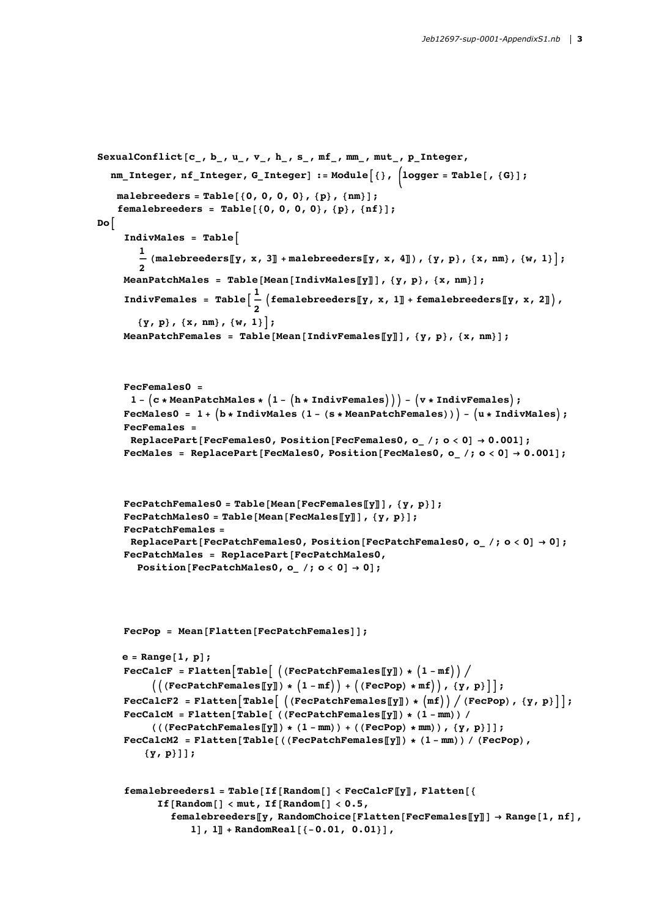```
SexualConflict[c_, b_, u_, v_, h_, s_, mf_, mm_, mut_, p_Integer,
  nm_Integer, nf_Integer, G_Integer] := Module[{}, (logger = Table[, {G}];
   malebreeders = Table[{0, 0, 0, 0}, {p}, {nm}];
   femalebreeders = Table[{0, 0, 0, 0}, {p}, {nf}];
Do[
    IndivMales = Table[
      1/2 (malebreeders[[y, x, 3]] + malebreeders[[y, x, 4]]), {y, p}, {x, nm}, {w, 1}];
    MeanPatchMales = Table[Mean[IndivMales[[y]]], {y, p}, {x, nm}];
    IndivFemales = Table[1/2 (femalebreeders[[y, x, 1]] + femalebreeders[[y, x, 2]]),
      {y, p}, {x, nm}, {w, 1}];
    MeanPatchFemales = Table[Mean[IndivFemales[[y]]], {y, p}, {x, nm}];


    FecFemales0 =
     1 - (c * MeanPatchMales * (1 - (h * IndivFemales))) - (v * IndivFemales);
    FecMales0 = 1 + (b * IndivMales (1 - (s * MeanPatchFemales))) - (u * IndivMales);
    FecFemales =
     ReplacePart[FecFemales0, Position[FecFemales0, o_ /; o < 0] → 0.001];
    FecMales = ReplacePart[FecMales0, Position[FecMales0, o_ /; o < 0] → 0.001];


    FecPatchFemales0 = Table[Mean[FecFemales[[y]]], {y, p}];
    FecPatchMales0 = Table[Mean[FecMales[[y]]], {y, p}];
    FecPatchFemales =
     ReplacePart[FecPatchFemales0, Position[FecPatchFemales0, o_ /; o < 0] → 0];
    FecPatchMales = ReplacePart[FecPatchMales0,
      Position[FecPatchMales0, o_ /; o < 0] → 0];



    FecPop = Mean[Flatten[FecPatchFemales]];

    e = Range[1, p];
    FecCalcF = Flatten[Table[ ((FecPatchFemales[[y]]) * (1 - mf)) /
        (((FecPatchFemales[[y]]) * (1 - mf)) + ((FecPop) * mf)), {y, p}]];
    FecCalcF2 = Flatten[Table[ ((FecPatchFemales[[y]]) * (mf)) / (FecPop), {y, p}]];
    FecCalcM = Flatten[Table[ ((FecPatchFemales[[y]]) * (1 - mm)) /
        (((FecPatchFemales[[y]]) * (1 - mm)) + ((FecPop) * mm)), {y, p}]];
    FecCalcM2 = Flatten[Table[((FecPatchFemales[[y]]) * (1 - mm)) / (FecPop),
       {y, p}]];


    femalebreeders1 = Table[If[Random[] < FecCalcF[[y]], Flatten[{
         If[Random[] < mut, If[Random[] < 0.5,
           femalebreeders[[y, RandomChoice[Flatten[FecFemales[[y]]] → Range[1, nf],
              1], 1]] + RandomReal[{-0.01, 0.01}],
```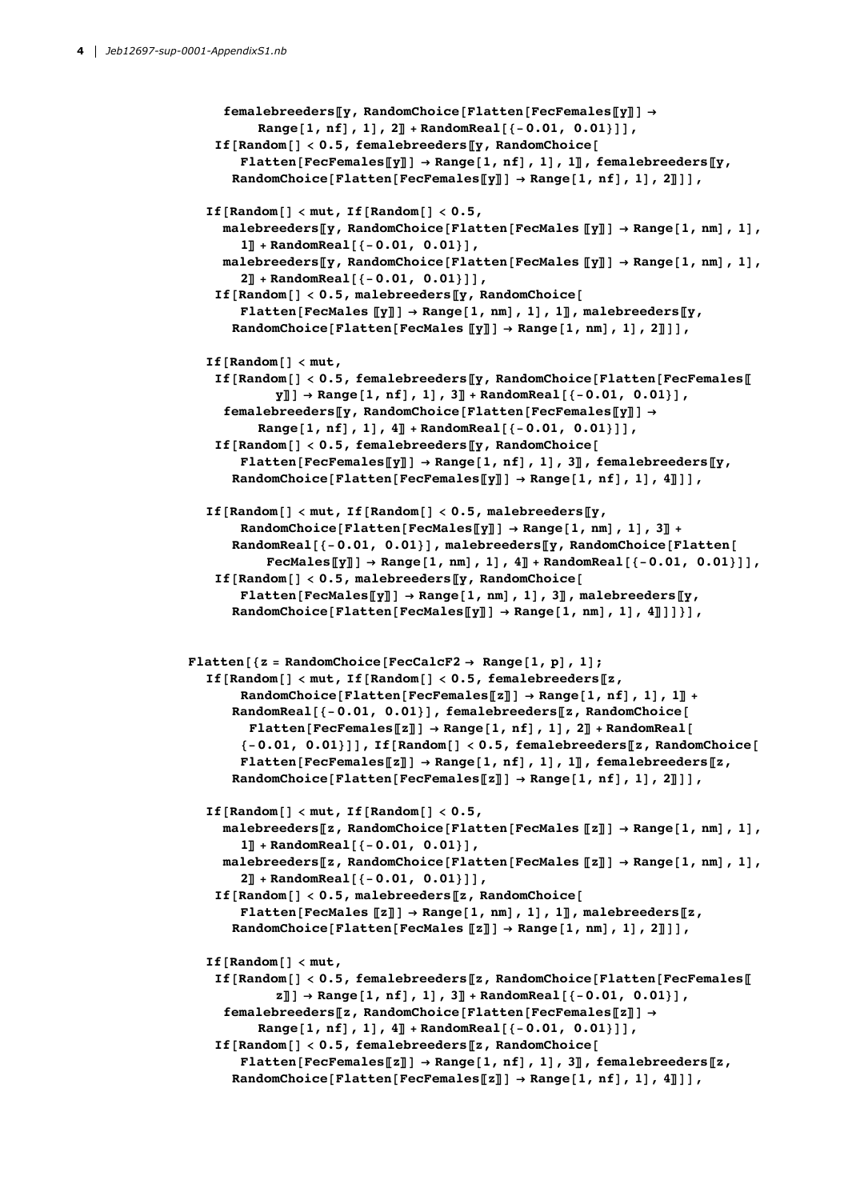```
      femalebreeders⟦y, RandomChoice[Flatten[FecFemales⟦y⟧] →
          Range[1, nf], 1], 2⟧ + RandomReal[{-0.01, 0.01}]],
    If[Random[] < 0.5, femalebreeders⟦y, RandomChoice[
        Flatten[FecFemales⟦y⟧] → Range[1, nf], 1], 1⟧, femalebreeders⟦y,
       RandomChoice[Flatten[FecFemales⟦y⟧] → Range[1, nf], 1], 2⟧]],

   If[Random[] < mut, If[Random[] < 0.5,
     malebreeders⟦y, RandomChoice[Flatten[FecMales ⟦y⟧] → Range[1, nm], 1],
        1⟧ + RandomReal[{-0.01, 0.01}],
     malebreeders⟦y, RandomChoice[Flatten[FecMales ⟦y⟧] → Range[1, nm], 1],
        2⟧ + RandomReal[{-0.01, 0.01}]],
    If[Random[] < 0.5, malebreeders⟦y, RandomChoice[
        Flatten[FecMales ⟦y⟧] → Range[1, nm], 1], 1⟧, malebreeders⟦y,
       RandomChoice[Flatten[FecMales ⟦y⟧] → Range[1, nm], 1], 2⟧]],

   If[Random[] < mut,
    If[Random[] < 0.5, femalebreeders⟦y, RandomChoice[Flatten[FecFemales⟦
           y⟧] → Range[1, nf], 1], 3⟧ + RandomReal[{-0.01, 0.01}],
     femalebreeders⟦y, RandomChoice[Flatten[FecFemales⟦y⟧] →
         Range[1, nf], 1], 4⟧ + RandomReal[{-0.01, 0.01}]],
    If[Random[] < 0.5, femalebreeders⟦y, RandomChoice[
        Flatten[FecFemales⟦y⟧] → Range[1, nf], 1], 3⟧, femalebreeders⟦y,
       RandomChoice[Flatten[FecFemales⟦y⟧] → Range[1, nf], 1], 4⟧]],

   If[Random[] < mut, If[Random[] < 0.5, malebreeders⟦y,
       RandomChoice[Flatten[FecMales⟦y⟧] → Range[1, nm], 1], 3⟧ +
       RandomReal[{-0.01, 0.01}], malebreeders⟦y, RandomChoice[Flatten[
           FecMales⟦y⟧] → Range[1, nm], 1], 4⟧ + RandomReal[{-0.01, 0.01}]],
    If[Random[] < 0.5, malebreeders⟦y, RandomChoice[
        Flatten[FecMales⟦y⟧] → Range[1, nm], 1], 3⟧, malebreeders⟦y,
       RandomChoice[Flatten[FecMales⟦y⟧] → Range[1, nm], 1], 4⟧]]}],


 Flatten[{z = RandomChoice[FecCalcF2 → Range[1, p], 1];
   If[Random[] < mut, If[Random[] < 0.5, femalebreeders⟦z,
       RandomChoice[Flatten[FecFemales⟦z⟧] → Range[1, nf], 1], 1⟧ +
       RandomReal[{-0.01, 0.01}], femalebreeders⟦z, RandomChoice[
         Flatten[FecFemales⟦z⟧] → Range[1, nf], 1], 2⟧ + RandomReal[
        {-0.01, 0.01}]], If[Random[] < 0.5, femalebreeders⟦z, RandomChoice[
        Flatten[FecFemales⟦z⟧] → Range[1, nf], 1], 1⟧, femalebreeders⟦z,
       RandomChoice[Flatten[FecFemales⟦z⟧] → Range[1, nf], 1], 2⟧]],

   If[Random[] < mut, If[Random[] < 0.5,
     malebreeders⟦z, RandomChoice[Flatten[FecMales ⟦z⟧] → Range[1, nm], 1],
        1⟧ + RandomReal[{-0.01, 0.01}],
     malebreeders⟦z, RandomChoice[Flatten[FecMales ⟦z⟧] → Range[1, nm], 1],
        2⟧ + RandomReal[{-0.01, 0.01}]],
    If[Random[] < 0.5, malebreeders⟦z, RandomChoice[
        Flatten[FecMales ⟦z⟧] → Range[1, nm], 1], 1⟧, malebreeders⟦z,
       RandomChoice[Flatten[FecMales ⟦z⟧] → Range[1, nm], 1], 2⟧]],

   If[Random[] < mut,
    If[Random[] < 0.5, femalebreeders⟦z, RandomChoice[Flatten[FecFemales⟦
           z⟧] → Range[1, nf], 1], 3⟧ + RandomReal[{-0.01, 0.01}],
     femalebreeders⟦z, RandomChoice[Flatten[FecFemales⟦z⟧] →
         Range[1, nf], 1], 4⟧ + RandomReal[{-0.01, 0.01}]],
    If[Random[] < 0.5, femalebreeders⟦z, RandomChoice[
        Flatten[FecFemales⟦z⟧] → Range[1, nf], 1], 3⟧, femalebreeders⟦z,
       RandomChoice[Flatten[FecFemales⟦z⟧] → Range[1, nf], 1], 4⟧]],
```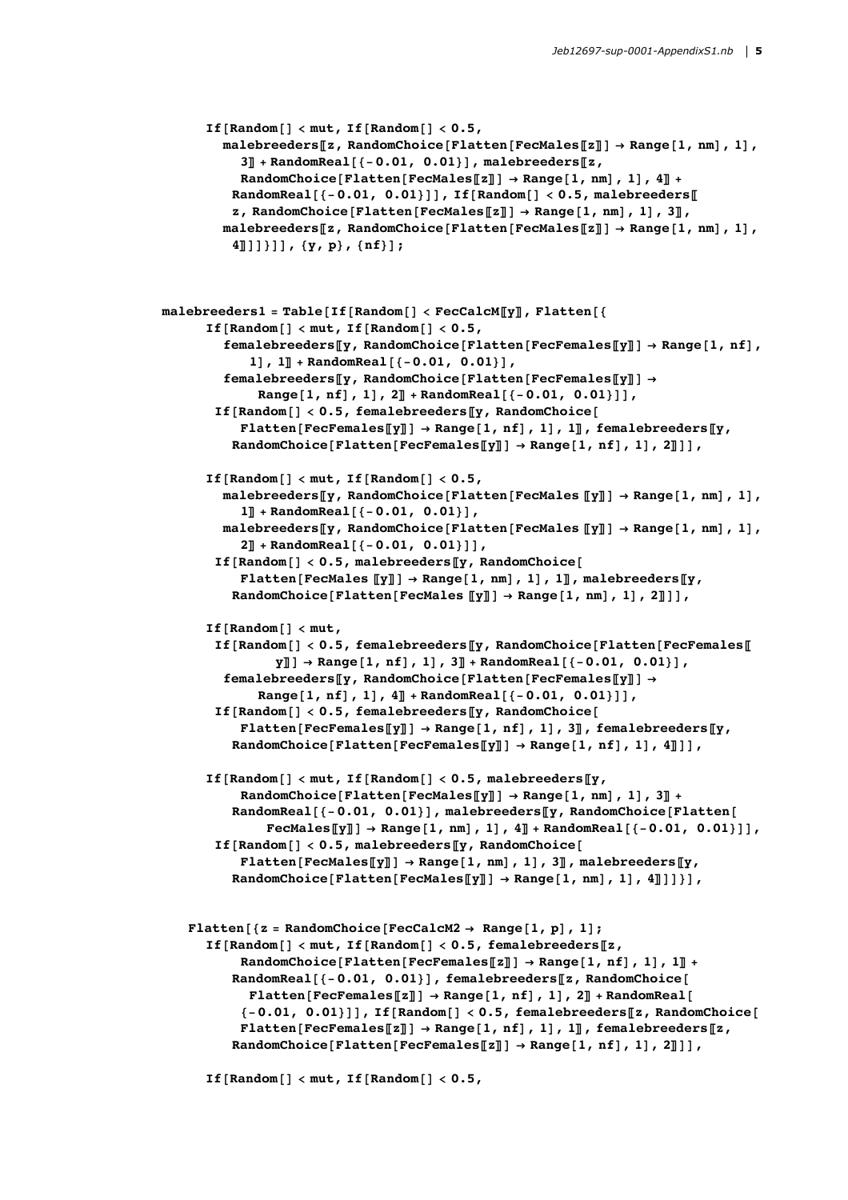```
If[Random[] < mut, If[Random[] < 0.5,
  malebreeders⟦z, RandomChoice[Flatten[FecMales⟦z⟧] → Range[1, nm], 1],
    3⟧ + RandomReal[{-0.01, 0.01}], malebreeders⟦z,
    RandomChoice[Flatten[FecMales⟦z⟧] → Range[1, nm], 1], 4⟧ +
   RandomReal[{-0.01, 0.01}]], If[Random[] < 0.5, malebreeders⟦
   z, RandomChoice[Flatten[FecMales⟦z⟧] → Range[1, nm], 1], 3⟧,
  malebreeders⟦z, RandomChoice[Flatten[FecMales⟦z⟧] → Range[1, nm], 1],
    4⟧]]}]], {y, p}, {nf}];


malebreeders1 = Table[If[Random[] < FecCalcM⟦y⟧, Flatten[{
    If[Random[] < mut, If[Random[] < 0.5,
      femalebreeders⟦y, RandomChoice[Flatten[FecFemales⟦y⟧] → Range[1, nf],
         1], 1⟧ + RandomReal[{-0.01, 0.01}],
      femalebreeders⟦y, RandomChoice[Flatten[FecFemales⟦y⟧] →
          Range[1, nf], 1], 2⟧ + RandomReal[{-0.01, 0.01}]],
     If[Random[] < 0.5, femalebreeders⟦y, RandomChoice[
        Flatten[FecFemales⟦y⟧] → Range[1, nf], 1], 1⟧, femalebreeders⟦y,
       RandomChoice[Flatten[FecFemales⟦y⟧] → Range[1, nf], 1], 2⟧]],

    If[Random[] < mut, If[Random[] < 0.5,
      malebreeders⟦y, RandomChoice[Flatten[FecMales ⟦y⟧] → Range[1, nm], 1],
        1⟧ + RandomReal[{-0.01, 0.01}],
      malebreeders⟦y, RandomChoice[Flatten[FecMales ⟦y⟧] → Range[1, nm], 1],
        2⟧ + RandomReal[{-0.01, 0.01}]],
     If[Random[] < 0.5, malebreeders⟦y, RandomChoice[
        Flatten[FecMales ⟦y⟧] → Range[1, nm], 1], 1⟧, malebreeders⟦y,
       RandomChoice[Flatten[FecMales ⟦y⟧] → Range[1, nm], 1], 2⟧]],

    If[Random[] < mut,
     If[Random[] < 0.5, femalebreeders⟦y, RandomChoice[Flatten[FecFemales⟦
            y⟧] → Range[1, nf], 1], 3⟧ + RandomReal[{-0.01, 0.01}],
      femalebreeders⟦y, RandomChoice[Flatten[FecFemales⟦y⟧] →
          Range[1, nf], 1], 4⟧ + RandomReal[{-0.01, 0.01}]],
     If[Random[] < 0.5, femalebreeders⟦y, RandomChoice[
        Flatten[FecFemales⟦y⟧] → Range[1, nf], 1], 3⟧, femalebreeders⟦y,
       RandomChoice[Flatten[FecFemales⟦y⟧] → Range[1, nf], 1], 4⟧]],

    If[Random[] < mut, If[Random[] < 0.5, malebreeders⟦y,
        RandomChoice[Flatten[FecMales⟦y⟧] → Range[1, nm], 1], 3⟧ +
       RandomReal[{-0.01, 0.01}], malebreeders⟦y, RandomChoice[Flatten[
           FecMales⟦y⟧] → Range[1, nm], 1], 4⟧ + RandomReal[{-0.01, 0.01}]],
     If[Random[] < 0.5, malebreeders⟦y, RandomChoice[
        Flatten[FecMales⟦y⟧] → Range[1, nm], 1], 3⟧, malebreeders⟦y,
       RandomChoice[Flatten[FecMales⟦y⟧] → Range[1, nm], 1], 4⟧]]}],


   Flatten[{z = RandomChoice[FecCalcM2 → Range[1, p], 1];
    If[Random[] < mut, If[Random[] < 0.5, femalebreeders⟦z,
        RandomChoice[Flatten[FecFemales⟦z⟧] → Range[1, nf], 1], 1⟧ +
       RandomReal[{-0.01, 0.01}], femalebreeders⟦z, RandomChoice[
         Flatten[FecFemales⟦z⟧] → Range[1, nf], 1], 2⟧ + RandomReal[
        {-0.01, 0.01}]], If[Random[] < 0.5, femalebreeders⟦z, RandomChoice[
        Flatten[FecFemales⟦z⟧] → Range[1, nf], 1], 1⟧, femalebreeders⟦z,
       RandomChoice[Flatten[FecFemales⟦z⟧] → Range[1, nf], 1], 2⟧]],

    If[Random[] < mut, If[Random[] < 0.5,
```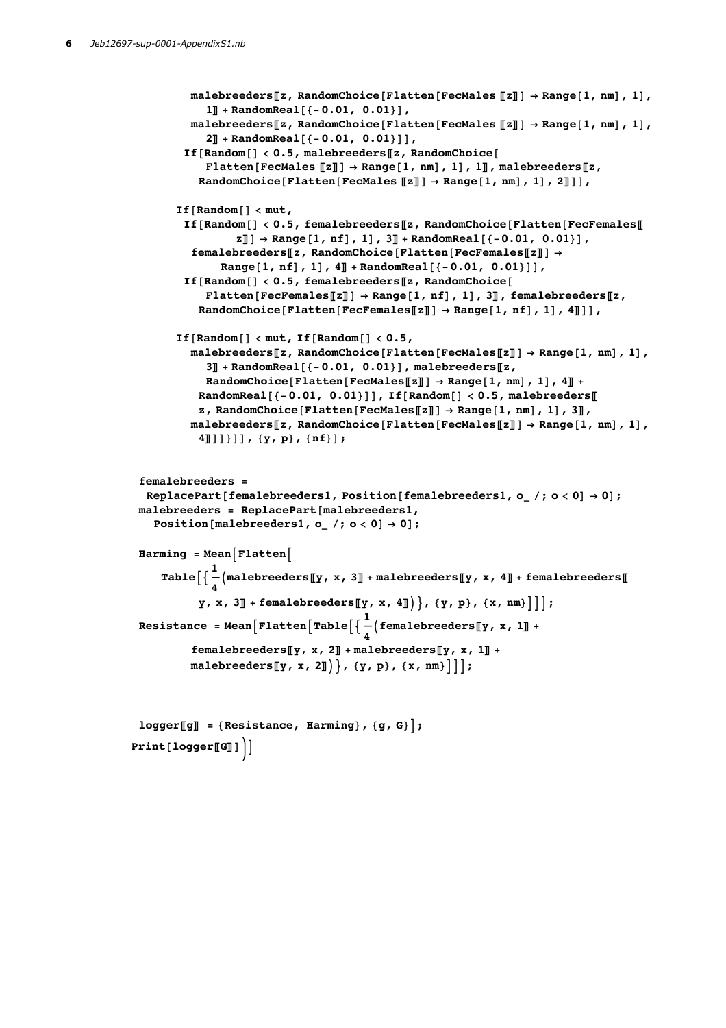```
          malebreeders⟦z, RandomChoice[Flatten[FecMales ⟦z⟧] → Range[1, nm], 1],
             1⟧ + RandomReal[{-0.01, 0.01}],
          malebreeders⟦z, RandomChoice[Flatten[FecMales ⟦z⟧] → Range[1, nm], 1],
             2⟧ + RandomReal[{-0.01, 0.01}]],
         If[Random[] < 0.5, malebreeders⟦z, RandomChoice[
             Flatten[FecMales ⟦z⟧] → Range[1, nm], 1], 1⟧, malebreeders⟦z,
            RandomChoice[Flatten[FecMales ⟦z⟧] → Range[1, nm], 1], 2⟧]],

        If[Random[] < mut,
         If[Random[] < 0.5, femalebreeders⟦z, RandomChoice[Flatten[FecFemales⟦
                z⟧] → Range[1, nf], 1], 3⟧ + RandomReal[{-0.01, 0.01}],
          femalebreeders⟦z, RandomChoice[Flatten[FecFemales⟦z⟧] →
              Range[1, nf], 1], 4⟧ + RandomReal[{-0.01, 0.01}]],
         If[Random[] < 0.5, femalebreeders⟦z, RandomChoice[
             Flatten[FecFemales⟦z⟧] → Range[1, nf], 1], 3⟧, femalebreeders⟦z,
            RandomChoice[Flatten[FecFemales⟦z⟧] → Range[1, nf], 1], 4⟧]],

        If[Random[] < mut, If[Random[] < 0.5,
          malebreeders⟦z, RandomChoice[Flatten[FecMales⟦z⟧] → Range[1, nm], 1],
             3⟧ + RandomReal[{-0.01, 0.01}], malebreeders⟦z,
             RandomChoice[Flatten[FecMales⟦z⟧] → Range[1, nm], 1], 4⟧ +
            RandomReal[{-0.01, 0.01}]], If[Random[] < 0.5, malebreeders⟦
            z, RandomChoice[Flatten[FecMales⟦z⟧] → Range[1, nm], 1], 3⟧,
          malebreeders⟦z, RandomChoice[Flatten[FecMales⟦z⟧] → Range[1, nm], 1],
             4⟧]]}]], {y, p}, {nf}];


   femalebreeders =
    ReplacePart[femalebreeders1, Position[femalebreeders1, o_ /; o < 0] → 0];
   malebreeders = ReplacePart[malebreeders1,
      Position[malebreeders1, o_ /; o < 0] → 0];

   Harming = Mean[Flatten[
       Table[{1/4 (malebreeders⟦y, x, 3⟧ + malebreeders⟦y, x, 4⟧ + femalebreeders⟦
             y, x, 3⟧ + femalebreeders⟦y, x, 4⟧)}, {y, p}, {x, nm}]]];
   Resistance = Mean[Flatten[Table[{1/4 (femalebreeders⟦y, x, 1⟧ +
           femalebreeders⟦y, x, 2⟧ + malebreeders⟦y, x, 1⟧ +
           malebreeders⟦y, x, 2⟧)}, {y, p}, {x, nm}]]];


   logger⟦g⟧ = {Resistance, Harming}, {g, G}];
  Print[logger⟦G⟧])]
```